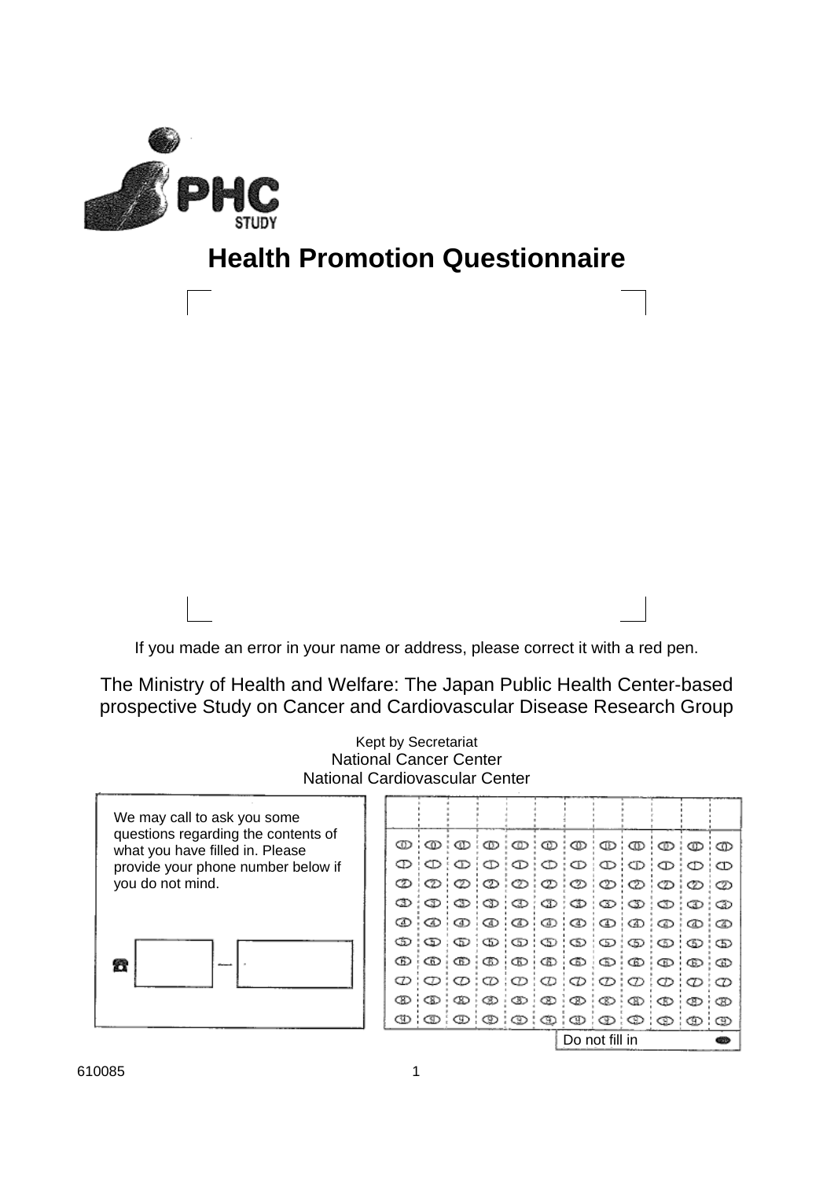JPHC STUDY

# Health Promotion Questionnaire

If you made an error in your name or address, please correct it with a red pen.

The Ministry of Health and Welfare: The Japan Public Health Center-based prospective Study on Cancer and Cardiovascular Disease Research Group

Kept by Secretariat
National Cancer Center
National Cardiovascular Center

We may call to ask you some questions regarding the contents of what you have filled in. Please provide your phone number below if you do not mind.

☎ [ ] — [ ]

| | | | | | | | | | | | |
|---|---|---|---|---|---|---|---|---|---|---|---|
| 0 | 0 | 0 | 0 | 0 | 0 | 0 | 0 | 0 | 0 | 0 | 0 |
| 1 | 1 | 1 | 1 | 1 | 1 | 1 | 1 | 1 | 1 | 1 | 1 |
| 2 | 2 | 2 | 2 | 2 | 2 | 2 | 2 | 2 | 2 | 2 | 2 |
| 3 | 3 | 3 | 3 | 3 | 3 | 3 | 3 | 3 | 3 | 3 | 3 |
| 4 | 4 | 4 | 4 | 4 | 4 | 4 | 4 | 4 | 4 | 4 | 4 |
| 5 | 5 | 5 | 5 | 5 | 5 | 5 | 5 | 5 | 5 | 5 | 5 |
| 6 | 6 | 6 | 6 | 6 | 6 | 6 | 6 | 6 | 6 | 6 | 6 |
| 7 | 7 | 7 | 7 | 7 | 7 | 7 | 7 | 7 | 7 | 7 | 7 |
| 8 | 8 | 8 | 8 | 8 | 8 | 8 | 8 | 8 | 8 | 8 | 8 |
| 9 | 9 | 9 | 9 | 9 | 9 | 9 | 9 | 9 | 9 | 9 | 9 |

Do not fill in

610085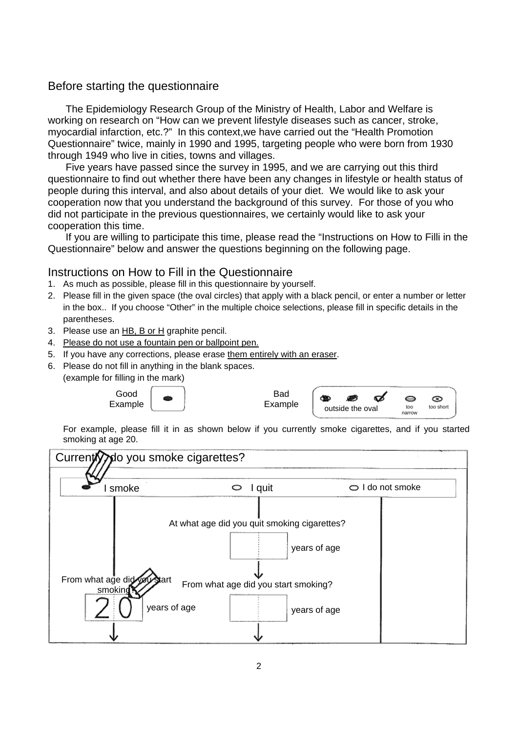## Before starting the questionnaire

The Epidemiology Research Group of the Ministry of Health, Labor and Welfare is working on research on “How can we prevent lifestyle diseases such as cancer, stroke, myocardial infarction, etc.?” In this context,we have carried out the “Health Promotion Questionnaire” twice, mainly in 1990 and 1995, targeting people who were born from 1930 through 1949 who live in cities, towns and villages.

Five years have passed since the survey in 1995, and we are carrying out this third questionnaire to find out whether there have been any changes in lifestyle or health status of people during this interval, and also about details of your diet. We would like to ask your cooperation now that you understand the background of this survey. For those of you who did not participate in the previous questionnaires, we certainly would like to ask your cooperation this time.

If you are willing to participate this time, please read the “Instructions on How to Filli in the Questionnaire” below and answer the questions beginning on the following page.

## Instructions on How to Fill in the Questionnaire

1. As much as possible, please fill in this questionnaire by yourself.
2. Please fill in the given space (the oval circles) that apply with a black pencil, or enter a number or letter in the box.. If you choose “Other” in the multiple choice selections, please fill in specific details in the parentheses.
3. Please use an HB, B or H graphite pencil.
4. Please do not use a fountain pen or ballpoint pen.
5. If you have any corrections, please erase them entirely with an eraser.
6. Please do not fill in anything in the blank spaces.
   (example for filling in the mark)

Good Example | Bad Example: outside the oval, too narrow, too short

For example, please fill it in as shown below if you currently smoke cigarettes, and if you started smoking at age 20.

**Currently, do you smoke cigarettes?**

- ● I smoke
  - From what age did you start smoking? [20] years of age
- ○ I quit
  - At what age did you quit smoking cigarettes? [ ] years of age
  - From what age did you start smoking? [ ] years of age
- ○ I do not smoke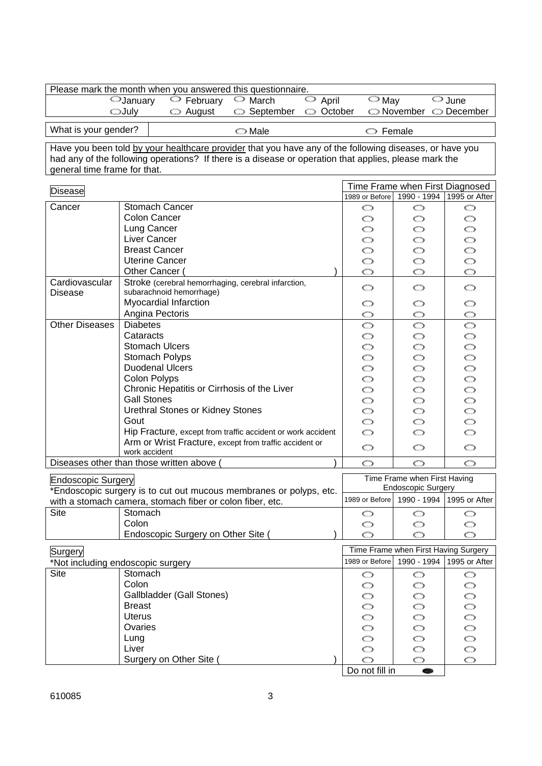| Please mark the month when you answered this questionnaire. | | | | | |
|---|---|---|---|---|---|
| ○ January | ○ February | ○ March | ○ April | ○ May | ○ June |
| ○ July | ○ August | ○ September | ○ October | ○ November | ○ December |

| What is your gender? | ○ Male | ○ Female |
|---|---|---|

Have you been told by your healthcare provider that you have any of the following diseases, or have you had any of the following operations? If there is a disease or operation that applies, please mark the general time frame for that.

| Disease | | Time Frame when First Diagnosed | | |
|---|---|---|---|---|
| | | 1989 or Before | 1990 - 1994 | 1995 or After |
| Cancer | Stomach Cancer | ○ | ○ | ○ |
| | Colon Cancer | ○ | ○ | ○ |
| | Lung Cancer | ○ | ○ | ○ |
| | Liver Cancer | ○ | ○ | ○ |
| | Breast Cancer | ○ | ○ | ○ |
| | Uterine Cancer | ○ | ○ | ○ |
| | Other Cancer ( ) | ○ | ○ | ○ |
| Cardiovascular Disease | Stroke (cerebral hemorrhaging, cerebral infarction, subarachnoid hemorrhage) | ○ | ○ | ○ |
| | Myocardial Infarction | ○ | ○ | ○ |
| | Angina Pectoris | ○ | ○ | ○ |
| Other Diseases | Diabetes | ○ | ○ | ○ |
| | Cataracts | ○ | ○ | ○ |
| | Stomach Ulcers | ○ | ○ | ○ |
| | Stomach Polyps | ○ | ○ | ○ |
| | Duodenal Ulcers | ○ | ○ | ○ |
| | Colon Polyps | ○ | ○ | ○ |
| | Chronic Hepatitis or Cirrhosis of the Liver | ○ | ○ | ○ |
| | Gall Stones | ○ | ○ | ○ |
| | Urethral Stones or Kidney Stones | ○ | ○ | ○ |
| | Gout | ○ | ○ | ○ |
| | Hip Fracture, except from traffic accident or work accident | ○ | ○ | ○ |
| | Arm or Wrist Fracture, except from traffic accident or work accident | ○ | ○ | ○ |
| Diseases other than those written above ( ) | | ○ | ○ | ○ |

| Endoscopic Surgery<br>*Endoscopic surgery is to cut out mucous membranes or polyps, etc. with a stomach camera, stomach fiber or colon fiber, etc. | | Time Frame when First Having Endoscopic Surgery | | |
|---|---|---|---|---|
| | | 1989 or Before | 1990 - 1994 | 1995 or After |
| Site | Stomach | ○ | ○ | ○ |
| | Colon | ○ | ○ | ○ |
| | Endoscopic Surgery on Other Site ( ) | ○ | ○ | ○ |

| Surgery<br>*Not including endoscopic surgery | | Time Frame when First Having Surgery | | |
|---|---|---|---|---|
| | | 1989 or Before | 1990 - 1994 | 1995 or After |
| Site | Stomach | ○ | ○ | ○ |
| | Colon | ○ | ○ | ○ |
| | Gallbladder (Gall Stones) | ○ | ○ | ○ |
| | Breast | ○ | ○ | ○ |
| | Uterus | ○ | ○ | ○ |
| | Ovaries | ○ | ○ | ○ |
| | Lung | ○ | ○ | ○ |
| | Liver | ○ | ○ | ○ |
| | Surgery on Other Site ( ) | ○ | ○ | ○ |

Do not fill in ●

610085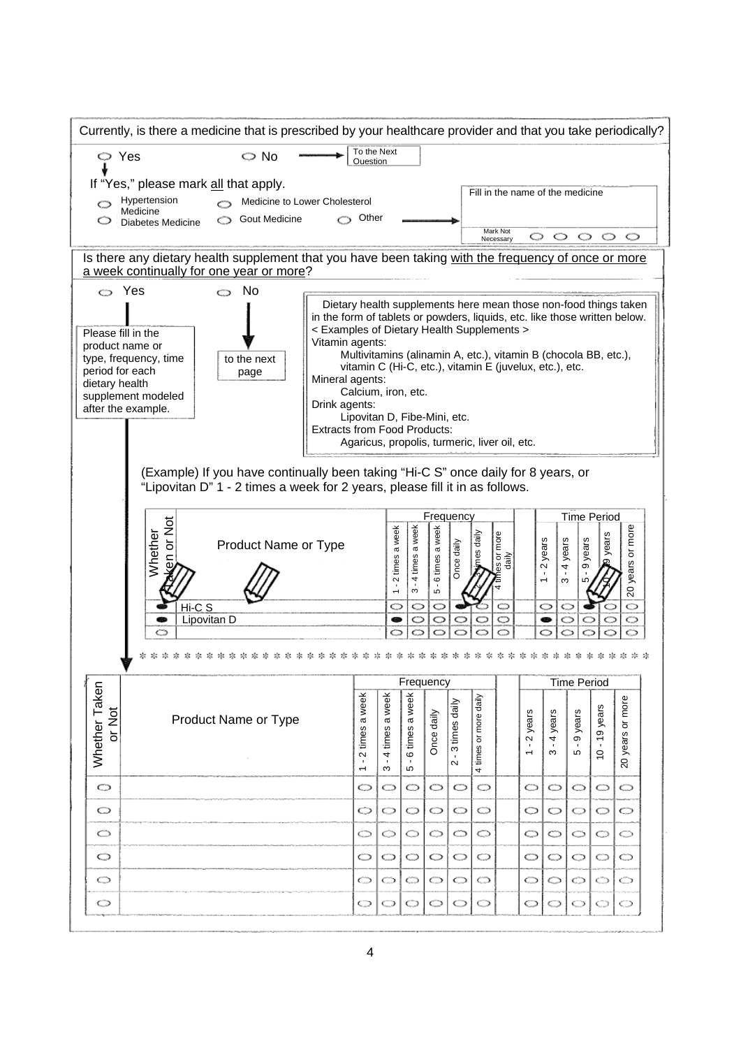Currently, is there a medicine that is prescribed by your healthcare provider and that you take periodically?

○ Yes ○ No → To the Next Question

If "Yes," please mark all that apply.

○ Hypertension Medicine ○ Medicine to Lower Cholesterol
○ Diabetes Medicine ○ Gout Medicine ○ Other →

Fill in the name of the medicine

Mark Not Necessary ○ ○ ○ ○ ○

---

Is there any dietary health supplement that you have been taking with the frequency of once or more a week continually for one year or more?

○ Yes ○ No

Please fill in the product name or type, frequency, time period for each dietary health supplement modeled after the example.

No → to the next page

Dietary health supplements here mean those non-food things taken in the form of tablets or powders, liquids, etc. like those written below.

< Examples of Dietary Health Supplements >

Vitamin agents:
Multivitamins (alinamin A, etc.), vitamin B (chocola BB, etc.), vitamin C (Hi-C, etc.), vitamin E (juvelux, etc.), etc.

Mineral agents:
Calcium, iron, etc.

Drink agents:
Lipovitan D, Fibe-Mini, etc.

Extracts from Food Products:
Agaricus, propolis, turmeric, liver oil, etc.

(Example) If you have continually been taking "Hi-C S" once daily for 8 years, or "Lipovitan D" 1 - 2 times a week for 2 years, please fill it in as follows.

| Whether Taken or Not | Product Name or Type | Frequency: 1 - 2 times a week | 3 - 4 times a week | 5 - 6 times a week | Once daily | 2 - 3 times daily | 4 times or more daily | Time Period: 1 - 2 years | 3 - 4 years | 5 - 9 years | 10 - 19 years | 20 years or more |
|---|---|---|---|---|---|---|---|---|---|---|---|---|
| ● | Hi-C S | ○ | ○ | ○ | ● | ○ | ○ | ○ | ○ | ● | ○ | ○ |
| ● | Lipovitan D | ● | ○ | ○ | ○ | ○ | ○ | ● | ○ | ○ | ○ | ○ |
| ○ | | ○ | ○ | ○ | ○ | ○ | ○ | ○ | ○ | ○ | ○ | ○ |

\* \* \* \* \* \* \* \* \* \* \* \* \* \* \* \* \* \* \* \* \* \* \* \* \* \* \* \* \* \* \* \* \* \* \* \* \* \* \* \* \* \* \* \* \* \*

| Whether Taken or Not | Product Name or Type | Frequency: 1 - 2 times a week | 3 - 4 times a week | 5 - 6 times a week | Once daily | 2 - 3 times daily | 4 times or more daily | Time Period: 1 - 2 years | 3 - 4 years | 5 - 9 years | 10 - 19 years | 20 years or more |
|---|---|---|---|---|---|---|---|---|---|---|---|---|
| ○ | | ○ | ○ | ○ | ○ | ○ | ○ | ○ | ○ | ○ | ○ | ○ |
| ○ | | ○ | ○ | ○ | ○ | ○ | ○ | ○ | ○ | ○ | ○ | ○ |
| ○ | | ○ | ○ | ○ | ○ | ○ | ○ | ○ | ○ | ○ | ○ | ○ |
| ○ | | ○ | ○ | ○ | ○ | ○ | ○ | ○ | ○ | ○ | ○ | ○ |
| ○ | | ○ | ○ | ○ | ○ | ○ | ○ | ○ | ○ | ○ | ○ | ○ |
| ○ | | ○ | ○ | ○ | ○ | ○ | ○ | ○ | ○ | ○ | ○ | ○ |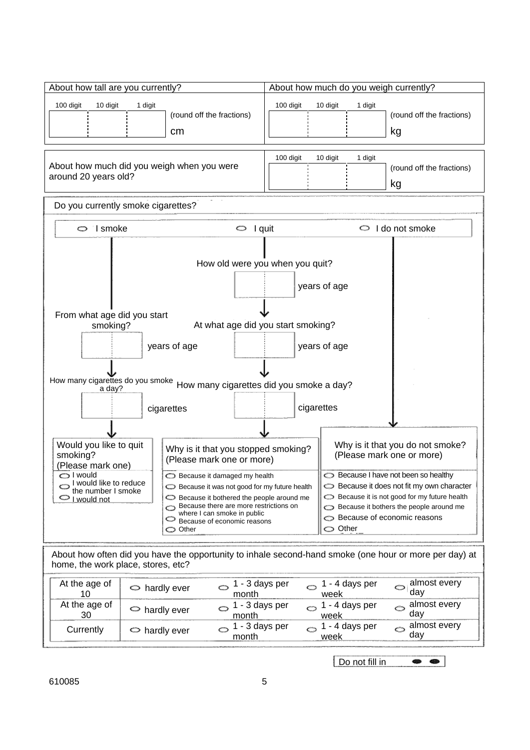| About how tall are you currently? | About how much do you weigh currently? |
|---|---|
| 100 digit / 10 digit / 1 digit (round off the fractions) cm | 100 digit / 10 digit / 1 digit (round off the fractions) kg |

| About how much did you weigh when you were around 20 years old? | 100 digit / 10 digit / 1 digit (round off the fractions) kg |
|---|---|

**Do you currently smoke cigarettes?**

○ I smoke ○ I quit ○ I do not smoke

**I smoke:**

From what age did you start smoking? ___ years of age

How many cigarettes do you smoke a day? ___ cigarettes

Would you like to quit smoking? (Please mark one)
- ○ I would
- ○ I would like to reduce the number I smoke
- ○ I would not

**I quit:**

How old were you when you quit? ___ years of age

At what age did you start smoking? ___ years of age

How many cigarettes did you smoke a day? ___ cigarettes

Why is it that you stopped smoking? (Please mark one or more)
- ○ Because it damaged my health
- ○ Because it was not good for my future health
- ○ Because it bothered the people around me
- ○ Because there are more restrictions on where I can smoke in public
- ○ Because of economic reasons
- ○ Other

**I do not smoke:**

Why is it that you do not smoke? (Please mark one or more)
- ○ Because I have not been so healthy
- ○ Because it does not fit my own character
- ○ Because it is not good for my future health
- ○ Because it bothers the people around me
- ○ Because of economic reasons
- ○ Other

**About how often did you have the opportunity to inhale second-hand smoke (one hour or more per day) at home, the work place, stores, etc?**

| | | | | |
|---|---|---|---|---|
| At the age of 10 | ○ hardly ever | ○ 1 - 3 days per month | ○ 1 - 4 days per week | ○ almost every day |
| At the age of 30 | ○ hardly ever | ○ 1 - 3 days per month | ○ 1 - 4 days per week | ○ almost every day |
| Currently | ○ hardly ever | ○ 1 - 3 days per month | ○ 1 - 4 days per week | ○ almost every day |

Do not fill in

610085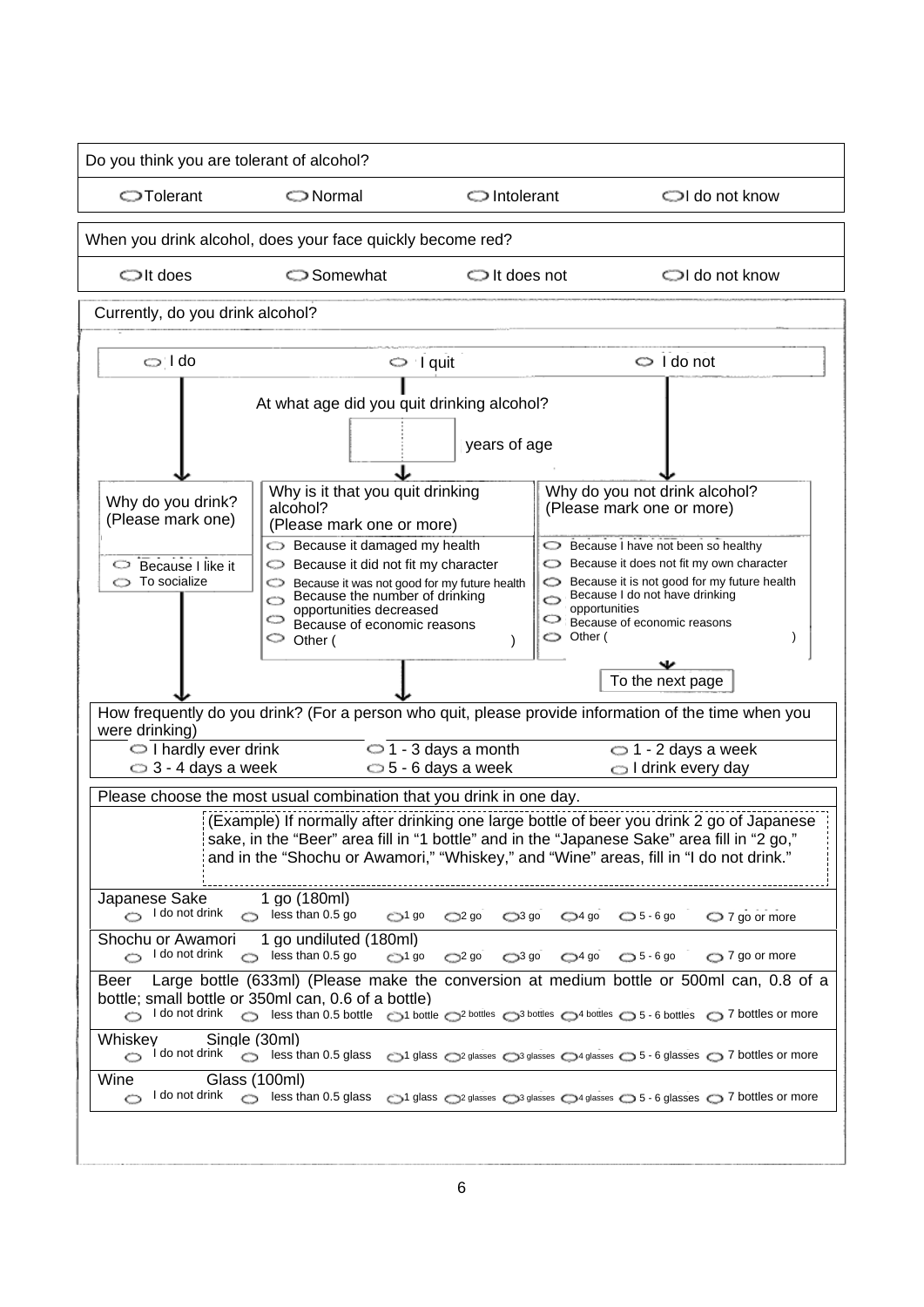Do you think you are tolerant of alcohol?

- ◯ Tolerant
- ◯ Normal
- ◯ Intolerant
- ◯ I do not know

When you drink alcohol, does your face quickly become red?

- ◯ It does
- ◯ Somewhat
- ◯ It does not
- ◯ I do not know

Currently, do you drink alcohol?

- ◯ I do
- ◯ I quit
- ◯ I do not

At what age did you quit drinking alcohol?

[ ] years of age

| Why do you drink? (Please mark one) | Why is it that you quit drinking alcohol? (Please mark one or more) | Why do you not drink alcohol? (Please mark one or more) |
| --- | --- | --- |
| ◯ Because I like it | ◯ Because it damaged my health | ◯ Because I have not been so healthy |
| ◯ To socialize | ◯ Because it did not fit my character | ◯ Because it does not fit my own character |
| | ◯ Because it was not good for my future health | ◯ Because it is not good for my future health |
| | ◯ Because the number of drinking opportunities decreased | ◯ Because I do not have drinking opportunities |
| | ◯ Because of economic reasons | ◯ Because of economic reasons |
| | ◯ Other ( ) | ◯ Other ( ) |

To the next page

How frequently do you drink? (For a person who quit, please provide information of the time when you were drinking)

- ◯ I hardly ever drink
- ◯ 1 - 3 days a month
- ◯ 1 - 2 days a week
- ◯ 3 - 4 days a week
- ◯ 5 - 6 days a week
- ◯ I drink every day

Please choose the most usual combination that you drink in one day.

(Example) If normally after drinking one large bottle of beer you drink 2 go of Japanese sake, in the "Beer" area fill in "1 bottle" and in the "Japanese Sake" area fill in "2 go," and in the "Shochu or Awamori," "Whiskey," and "Wine" areas, fill in "I do not drink."

**Japanese Sake** 1 go (180ml)
◯ I do not drink ◯ less than 0.5 go ◯ 1 go ◯ 2 go ◯ 3 go ◯ 4 go ◯ 5 - 6 go ◯ 7 go or more

**Shochu or Awamori** 1 go undiluted (180ml)
◯ I do not drink ◯ less than 0.5 go ◯ 1 go ◯ 2 go ◯ 3 go ◯ 4 go ◯ 5 - 6 go ◯ 7 go or more

**Beer** Large bottle (633ml) (Please make the conversion at medium bottle or 500ml can, 0.8 of a bottle; small bottle or 350ml can, 0.6 of a bottle)
◯ I do not drink ◯ less than 0.5 bottle ◯ 1 bottle ◯ 2 bottles ◯ 3 bottles ◯ 4 bottles ◯ 5 - 6 bottles ◯ 7 bottles or more

**Whiskey** Single (30ml)
◯ I do not drink ◯ less than 0.5 glass ◯ 1 glass ◯ 2 glasses ◯ 3 glasses ◯ 4 glasses ◯ 5 - 6 glasses ◯ 7 bottles or more

**Wine** Glass (100ml)
◯ I do not drink ◯ less than 0.5 glass ◯ 1 glass ◯ 2 glasses ◯ 3 glasses ◯ 4 glasses ◯ 5 - 6 glasses ◯ 7 bottles or more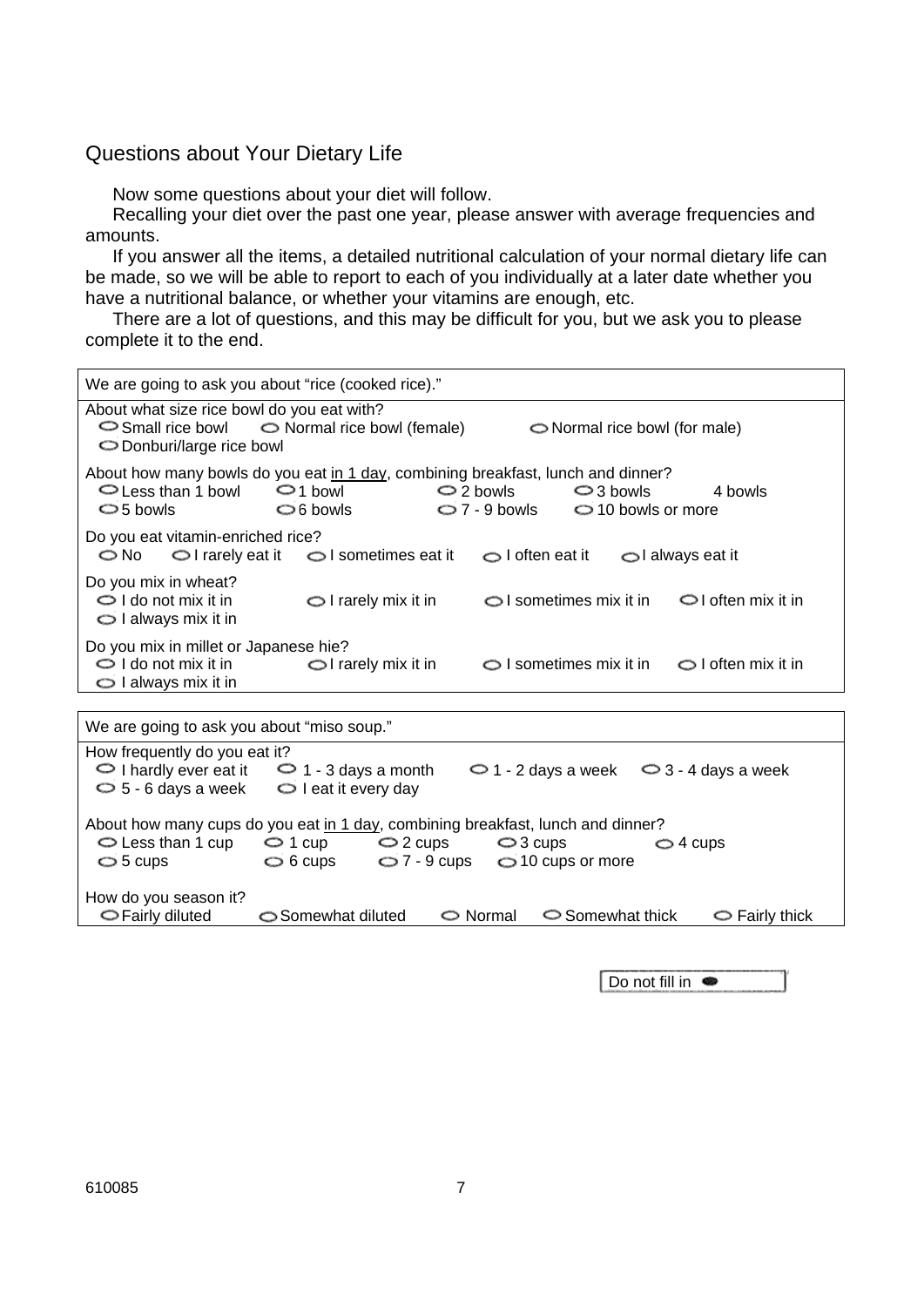## Questions about Your Dietary Life

Now some questions about your diet will follow.

Recalling your diet over the past one year, please answer with average frequencies and amounts.

If you answer all the items, a detailed nutritional calculation of your normal dietary life can be made, so we will be able to report to each of you individually at a later date whether you have a nutritional balance, or whether your vitamins are enough, etc.

There are a lot of questions, and this may be difficult for you, but we ask you to please complete it to the end.

| We are going to ask you about "rice (cooked rice)." |
|---|
| About what size rice bowl do you eat with?<br>○ Small rice bowl ○ Normal rice bowl (female) ○ Normal rice bowl (for male)<br>○ Donburi/large rice bowl |
| About how many bowls do you eat in 1 day, combining breakfast, lunch and dinner?<br>○ Less than 1 bowl ○ 1 bowl ○ 2 bowls ○ 3 bowls 4 bowls<br>○ 5 bowls ○ 6 bowls ○ 7 - 9 bowls ○ 10 bowls or more |
| Do you eat vitamin-enriched rice?<br>○ No ○ I rarely eat it ○ I sometimes eat it ○ I often eat it ○ I always eat it |
| Do you mix in wheat?<br>○ I do not mix it in ○ I rarely mix it in ○ I sometimes mix it in ○ I often mix it in<br>○ I always mix it in |
| Do you mix in millet or Japanese hie?<br>○ I do not mix it in ○ I rarely mix it in ○ I sometimes mix it in ○ I often mix it in<br>○ I always mix it in |

| We are going to ask you about "miso soup." |
|---|
| How frequently do you eat it?<br>○ I hardly ever eat it ○ 1 - 3 days a month ○ 1 - 2 days a week ○ 3 - 4 days a week<br>○ 5 - 6 days a week ○ I eat it every day |
| About how many cups do you eat in 1 day, combining breakfast, lunch and dinner?<br>○ Less than 1 cup ○ 1 cup ○ 2 cups ○ 3 cups ○ 4 cups<br>○ 5 cups ○ 6 cups ○ 7 - 9 cups ○ 10 cups or more |
| How do you season it?<br>○ Fairly diluted ○ Somewhat diluted ○ Normal ○ Somewhat thick ○ Fairly thick |

Do not fill in ●

610085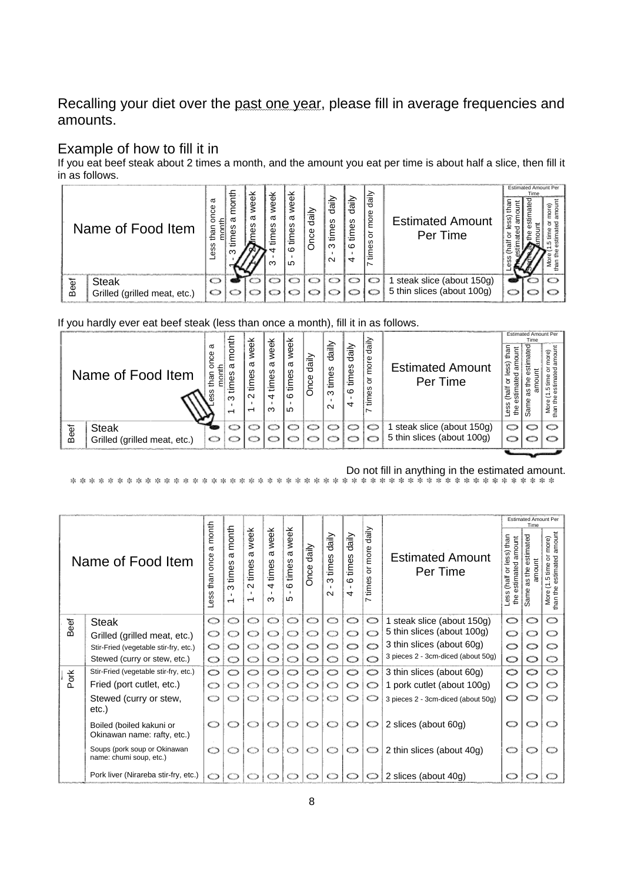Recalling your diet over the past one year, please fill in average frequencies and amounts.

## Example of how to fill it in

If you eat beef steak about 2 times a month, and the amount you eat per time is about half a slice, then fill it in as follows.

| | Name of Food Item | Less than once a month | 1 - 3 times a month | 1 - 2 times a week | 3 - 4 times a week | 5 - 6 times a week | Once daily | 2 - 3 times daily | 4 - 6 times daily | 7 times or more daily | Estimated Amount Per Time | Estimated Amount Per Time | | |
|---|---|---|---|---|---|---|---|---|---|---|---|---|---|---|
| | | | | | | | | | | | | Less (half or less) than the estimated amount | Same as the estimated amount | More (1.5 time or more) than the estimated amount |
| Beef | Steak | ○ | ● | ○ | ○ | ○ | ○ | ○ | ○ | ○ | 1 steak slice (about 150g) | ● | ○ | ○ |
| | Grilled (grilled meat, etc.) | ○ | ○ | ○ | ○ | ○ | ○ | ○ | ○ | ○ | 5 thin slices (about 100g) | ○ | ○ | ○ |

If you hardly ever eat beef steak (less than once a month), fill it in as follows.

| | Name of Food Item | Less than once a month | 1 - 3 times a month | 1 - 2 times a week | 3 - 4 times a week | 5 - 6 times a week | Once daily | 2 - 3 times daily | 4 - 6 times daily | 7 times or more daily | Estimated Amount Per Time | Estimated Amount Per Time | | |
|---|---|---|---|---|---|---|---|---|---|---|---|---|---|---|
| | | | | | | | | | | | | Less (half or less) than the estimated amount | Same as the estimated amount | More (1.5 time or more) than the estimated amount |
| Beef | Steak | ● | ○ | ○ | ○ | ○ | ○ | ○ | ○ | ○ | 1 steak slice (about 150g) | ○ | ○ | ○ |
| | Grilled (grilled meat, etc.) | ○ | ○ | ○ | ○ | ○ | ○ | ○ | ○ | ○ | 5 thin slices (about 100g) | ○ | ○ | ○ |

Do not fill in anything in the estimated amount.

* * * * * * * * * * * * * * * * * * * * * * * * * * * * * * * * * * * * * * * * * * * * * * * * * * * *

| | Name of Food Item | Less than once a month | 1 - 3 times a month | 1 - 2 times a week | 3 - 4 times a week | 5 - 6 times a week | Once daily | 2 - 3 times daily | 4 - 6 times daily | 7 times or more daily | Estimated Amount Per Time | Estimated Amount Per Time | | |
|---|---|---|---|---|---|---|---|---|---|---|---|---|---|---|
| | | | | | | | | | | | | Less (half or less) than the estimated amount | Same as the estimated amount | More (1.5 time or more) than the estimated amount |
| Beef | Steak | ○ | ○ | ○ | ○ | ○ | ○ | ○ | ○ | ○ | 1 steak slice (about 150g) | ○ | ○ | ○ |
| | Grilled (grilled meat, etc.) | ○ | ○ | ○ | ○ | ○ | ○ | ○ | ○ | ○ | 5 thin slices (about 100g) | ○ | ○ | ○ |
| | Stir-Fried (vegetable stir-fry, etc.) | ○ | ○ | ○ | ○ | ○ | ○ | ○ | ○ | ○ | 3 thin slices (about 60g) | ○ | ○ | ○ |
| | Stewed (curry or stew, etc.) | ○ | ○ | ○ | ○ | ○ | ○ | ○ | ○ | ○ | 3 pieces 2 - 3cm-diced (about 50g) | ○ | ○ | ○ |
| Pork | Stir-Fried (vegetable stir-fry, etc.) | ○ | ○ | ○ | ○ | ○ | ○ | ○ | ○ | ○ | 3 thin slices (about 60g) | ○ | ○ | ○ |
| | Fried (port cutlet, etc.) | ○ | ○ | ○ | ○ | ○ | ○ | ○ | ○ | ○ | 1 pork cutlet (about 100g) | ○ | ○ | ○ |
| | Stewed (curry or stew, etc.) | ○ | ○ | ○ | ○ | ○ | ○ | ○ | ○ | ○ | 3 pieces 2 - 3cm-diced (about 50g) | ○ | ○ | ○ |
| | Boiled (boiled kakuni or Okinawan name: rafty, etc.) | ○ | ○ | ○ | ○ | ○ | ○ | ○ | ○ | ○ | 2 slices (about 60g) | ○ | ○ | ○ |
| | Soups (pork soup or Okinawan name: chumi soup, etc.) | ○ | ○ | ○ | ○ | ○ | ○ | ○ | ○ | ○ | 2 thin slices (about 40g) | ○ | ○ | ○ |
| | Pork liver (Nirareba stir-fry, etc.) | ○ | ○ | ○ | ○ | ○ | ○ | ○ | ○ | ○ | 2 slices (about 40g) | ○ | ○ | ○ |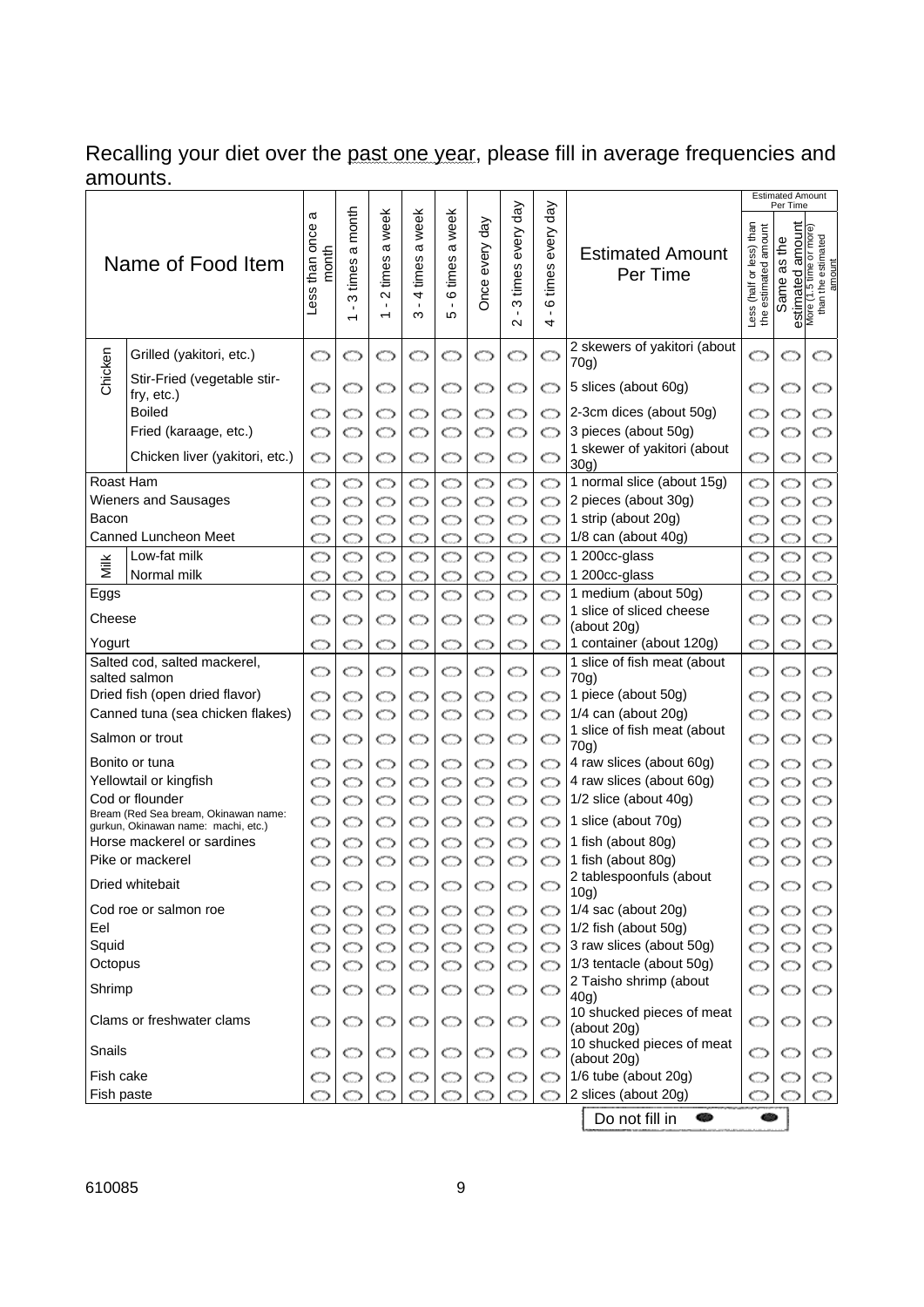Recalling your diet over the past one year, please fill in average frequencies and amounts.

| Name of Food Item | | Less than once a month | 1 - 3 times a month | 1 - 2 times a week | 3 - 4 times a week | 5 - 6 times a week | Once every day | 2 - 3 times every day | 4 - 6 times every day | Estimated Amount Per Time | Estimated Amount Per Time: Less (half or less) than the estimated amount | Same as the estimated amount | More (1.5 time or more) than the estimated amount |
|---|---|---|---|---|---|---|---|---|---|---|---|---|---|
| Chicken | Grilled (yakitori, etc.) | ○ | ○ | ○ | ○ | ○ | ○ | ○ | ○ | 2 skewers of yakitori (about 70g) | ○ | ○ | ○ |
| | Stir-Fried (vegetable stir-fry, etc.) | ○ | ○ | ○ | ○ | ○ | ○ | ○ | ○ | 5 slices (about 60g) | ○ | ○ | ○ |
| | Boiled | ○ | ○ | ○ | ○ | ○ | ○ | ○ | ○ | 2-3cm dices (about 50g) | ○ | ○ | ○ |
| | Fried (karaage, etc.) | ○ | ○ | ○ | ○ | ○ | ○ | ○ | ○ | 3 pieces (about 50g) | ○ | ○ | ○ |
| | Chicken liver (yakitori, etc.) | ○ | ○ | ○ | ○ | ○ | ○ | ○ | ○ | 1 skewer of yakitori (about 30g) | ○ | ○ | ○ |
| Roast Ham | | ○ | ○ | ○ | ○ | ○ | ○ | ○ | ○ | 1 normal slice (about 15g) | ○ | ○ | ○ |
| Wieners and Sausages | | ○ | ○ | ○ | ○ | ○ | ○ | ○ | ○ | 2 pieces (about 30g) | ○ | ○ | ○ |
| Bacon | | ○ | ○ | ○ | ○ | ○ | ○ | ○ | ○ | 1 strip (about 20g) | ○ | ○ | ○ |
| Canned Luncheon Meet | | ○ | ○ | ○ | ○ | ○ | ○ | ○ | ○ | 1/8 can (about 40g) | ○ | ○ | ○ |
| Milk | Low-fat milk | ○ | ○ | ○ | ○ | ○ | ○ | ○ | ○ | 1 200cc-glass | ○ | ○ | ○ |
| | Normal milk | ○ | ○ | ○ | ○ | ○ | ○ | ○ | ○ | 1 200cc-glass | ○ | ○ | ○ |
| Eggs | | ○ | ○ | ○ | ○ | ○ | ○ | ○ | ○ | 1 medium (about 50g) | ○ | ○ | ○ |
| Cheese | | ○ | ○ | ○ | ○ | ○ | ○ | ○ | ○ | 1 slice of sliced cheese (about 20g) | ○ | ○ | ○ |
| Yogurt | | ○ | ○ | ○ | ○ | ○ | ○ | ○ | ○ | 1 container (about 120g) | ○ | ○ | ○ |
| Salted cod, salted mackerel, salted salmon | | ○ | ○ | ○ | ○ | ○ | ○ | ○ | ○ | 1 slice of fish meat (about 70g) | ○ | ○ | ○ |
| Dried fish (open dried flavor) | | ○ | ○ | ○ | ○ | ○ | ○ | ○ | ○ | 1 piece (about 50g) | ○ | ○ | ○ |
| Canned tuna (sea chicken flakes) | | ○ | ○ | ○ | ○ | ○ | ○ | ○ | ○ | 1/4 can (about 20g) | ○ | ○ | ○ |
| Salmon or trout | | ○ | ○ | ○ | ○ | ○ | ○ | ○ | ○ | 1 slice of fish meat (about 70g) | ○ | ○ | ○ |
| Bonito or tuna | | ○ | ○ | ○ | ○ | ○ | ○ | ○ | ○ | 4 raw slices (about 60g) | ○ | ○ | ○ |
| Yellowtail or kingfish | | ○ | ○ | ○ | ○ | ○ | ○ | ○ | ○ | 4 raw slices (about 60g) | ○ | ○ | ○ |
| Cod or flounder | | ○ | ○ | ○ | ○ | ○ | ○ | ○ | ○ | 1/2 slice (about 40g) | ○ | ○ | ○ |
| Bream (Red Sea bream, Okinawan name: gurkun, Okinawan name: machi, etc.) | | ○ | ○ | ○ | ○ | ○ | ○ | ○ | ○ | 1 slice (about 70g) | ○ | ○ | ○ |
| Horse mackerel or sardines | | ○ | ○ | ○ | ○ | ○ | ○ | ○ | ○ | 1 fish (about 80g) | ○ | ○ | ○ |
| Pike or mackerel | | ○ | ○ | ○ | ○ | ○ | ○ | ○ | ○ | 1 fish (about 80g) | ○ | ○ | ○ |
| Dried whitebait | | ○ | ○ | ○ | ○ | ○ | ○ | ○ | ○ | 2 tablespoonfuls (about 10g) | ○ | ○ | ○ |
| Cod roe or salmon roe | | ○ | ○ | ○ | ○ | ○ | ○ | ○ | ○ | 1/4 sac (about 20g) | ○ | ○ | ○ |
| Eel | | ○ | ○ | ○ | ○ | ○ | ○ | ○ | ○ | 1/2 fish (about 50g) | ○ | ○ | ○ |
| Squid | | ○ | ○ | ○ | ○ | ○ | ○ | ○ | ○ | 3 raw slices (about 50g) | ○ | ○ | ○ |
| Octopus | | ○ | ○ | ○ | ○ | ○ | ○ | ○ | ○ | 1/3 tentacle (about 50g) | ○ | ○ | ○ |
| Shrimp | | ○ | ○ | ○ | ○ | ○ | ○ | ○ | ○ | 2 Taisho shrimp (about 40g) | ○ | ○ | ○ |
| Clams or freshwater clams | | ○ | ○ | ○ | ○ | ○ | ○ | ○ | ○ | 10 shucked pieces of meat (about 20g) | ○ | ○ | ○ |
| Snails | | ○ | ○ | ○ | ○ | ○ | ○ | ○ | ○ | 10 shucked pieces of meat (about 20g) | ○ | ○ | ○ |
| Fish cake | | ○ | ○ | ○ | ○ | ○ | ○ | ○ | ○ | 1/6 tube (about 20g) | ○ | ○ | ○ |
| Fish paste | | ○ | ○ | ○ | ○ | ○ | ○ | ○ | ○ | 2 slices (about 20g) | ○ | ○ | ○ |

Do not fill in

610085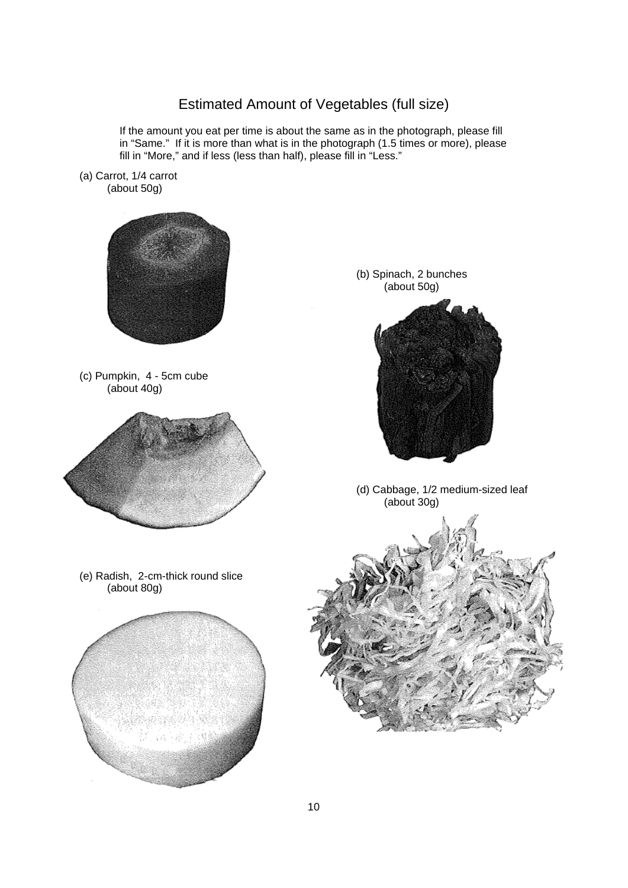# Estimated Amount of Vegetables (full size)

If the amount you eat per time is about the same as in the photograph, please fill in "Same." If it is more than what is in the photograph (1.5 times or more), please fill in "More," and if less (less than half), please fill in "Less."

(a) Carrot, 1/4 carrot
(about 50g)

(b) Spinach, 2 bunches
(about 50g)

(c) Pumpkin, 4 - 5cm cube
(about 40g)

(d) Cabbage, 1/2 medium-sized leaf
(about 30g)

(e) Radish, 2-cm-thick round slice
(about 80g)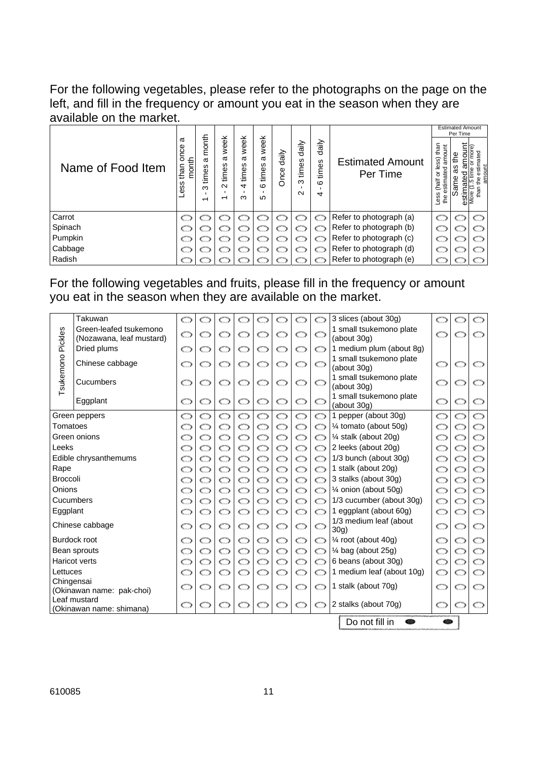For the following vegetables, please refer to the photographs on the page on the left, and fill in the frequency or amount you eat in the season when they are available on the market.

| Name of Food Item | Less than once a month | 1 - 3 times a month | 1 - 2 times a week | 3 - 4 times a week | 5 - 6 times a week | Once daily | 2 - 3 times daily | 4 - 6 times daily | Estimated Amount Per Time | Estimated Amount Per Time: Less (half or less) than the estimated amount | Same as the estimated amount | More (1.5 time or more) than the estimated amount |
|---|---|---|---|---|---|---|---|---|---|---|---|---|
| Carrot | ○ | ○ | ○ | ○ | ○ | ○ | ○ | ○ | Refer to photograph (a) | ○ | ○ | ○ |
| Spinach | ○ | ○ | ○ | ○ | ○ | ○ | ○ | ○ | Refer to photograph (b) | ○ | ○ | ○ |
| Pumpkin | ○ | ○ | ○ | ○ | ○ | ○ | ○ | ○ | Refer to photograph (c) | ○ | ○ | ○ |
| Cabbage | ○ | ○ | ○ | ○ | ○ | ○ | ○ | ○ | Refer to photograph (d) | ○ | ○ | ○ |
| Radish | ○ | ○ | ○ | ○ | ○ | ○ | ○ | ○ | Refer to photograph (e) | ○ | ○ | ○ |

For the following vegetables and fruits, please fill in the frequency or amount you eat in the season when they are available on the market.

| Name of Food Item | Less than once a month | 1 - 3 times a month | 1 - 2 times a week | 3 - 4 times a week | 5 - 6 times a week | Once daily | 2 - 3 times daily | 4 - 6 times daily | Estimated Amount Per Time | Less | Same | More |
|---|---|---|---|---|---|---|---|---|---|---|---|---|
| Tsukemono Pickles: Takuwan | ○ | ○ | ○ | ○ | ○ | ○ | ○ | ○ | 3 slices (about 30g) | ○ | ○ | ○ |
| Tsukemono Pickles: Green-leafed tsukemono (Nozawana, leaf mustard) | ○ | ○ | ○ | ○ | ○ | ○ | ○ | ○ | 1 small tsukemono plate (about 30g) | ○ | ○ | ○ |
| Tsukemono Pickles: Dried plums | ○ | ○ | ○ | ○ | ○ | ○ | ○ | ○ | 1 medium plum (about 8g) | | | |
| Tsukemono Pickles: Chinese cabbage | ○ | ○ | ○ | ○ | ○ | ○ | ○ | ○ | 1 small tsukemono plate (about 30g) | ○ | ○ | ○ |
| Tsukemono Pickles: Cucumbers | ○ | ○ | ○ | ○ | ○ | ○ | ○ | ○ | 1 small tsukemono plate (about 30g) | ○ | ○ | ○ |
| Tsukemono Pickles: Eggplant | ○ | ○ | ○ | ○ | ○ | ○ | ○ | ○ | 1 small tsukemono plate (about 30g) | ○ | ○ | ○ |
| Green peppers | ○ | ○ | ○ | ○ | ○ | ○ | ○ | ○ | 1 pepper (about 30g) | ○ | ○ | ○ |
| Tomatoes | ○ | ○ | ○ | ○ | ○ | ○ | ○ | ○ | ¼ tomato (about 50g) | ○ | ○ | ○ |
| Green onions | ○ | ○ | ○ | ○ | ○ | ○ | ○ | ○ | ¼ stalk (about 20g) | ○ | ○ | ○ |
| Leeks | ○ | ○ | ○ | ○ | ○ | ○ | ○ | ○ | 2 leeks (about 20g) | ○ | ○ | ○ |
| Edible chrysanthemums | ○ | ○ | ○ | ○ | ○ | ○ | ○ | ○ | 1/3 bunch (about 30g) | ○ | ○ | ○ |
| Rape | ○ | ○ | ○ | ○ | ○ | ○ | ○ | ○ | 1 stalk (about 20g) | ○ | ○ | ○ |
| Broccoli | ○ | ○ | ○ | ○ | ○ | ○ | ○ | ○ | 3 stalks (about 30g) | ○ | ○ | ○ |
| Onions | ○ | ○ | ○ | ○ | ○ | ○ | ○ | ○ | ¼ onion (about 50g) | ○ | ○ | ○ |
| Cucumbers | ○ | ○ | ○ | ○ | ○ | ○ | ○ | ○ | 1/3 cucumber (about 30g) | ○ | ○ | ○ |
| Eggplant | ○ | ○ | ○ | ○ | ○ | ○ | ○ | ○ | 1 eggplant (about 60g) | ○ | ○ | ○ |
| Chinese cabbage | ○ | ○ | ○ | ○ | ○ | ○ | ○ | ○ | 1/3 medium leaf (about 30g) | ○ | ○ | ○ |
| Burdock root | ○ | ○ | ○ | ○ | ○ | ○ | ○ | ○ | ¼ root (about 40g) | ○ | ○ | ○ |
| Bean sprouts | ○ | ○ | ○ | ○ | ○ | ○ | ○ | ○ | ¼ bag (about 25g) | ○ | ○ | ○ |
| Haricot verts | ○ | ○ | ○ | ○ | ○ | ○ | ○ | ○ | 6 beans (about 30g) | ○ | ○ | ○ |
| Lettuces | ○ | ○ | ○ | ○ | ○ | ○ | ○ | ○ | 1 medium leaf (about 10g) | ○ | ○ | ○ |
| Chingensai (Okinawan name: pak-choi) | ○ | ○ | ○ | ○ | ○ | ○ | ○ | ○ | 1 stalk (about 70g) | ○ | ○ | ○ |
| Leaf mustard (Okinawan name: shimana) | ○ | ○ | ○ | ○ | ○ | ○ | ○ | ○ | 2 stalks (about 70g) | ○ | ○ | ○ |

Do not fill in ● ●

610085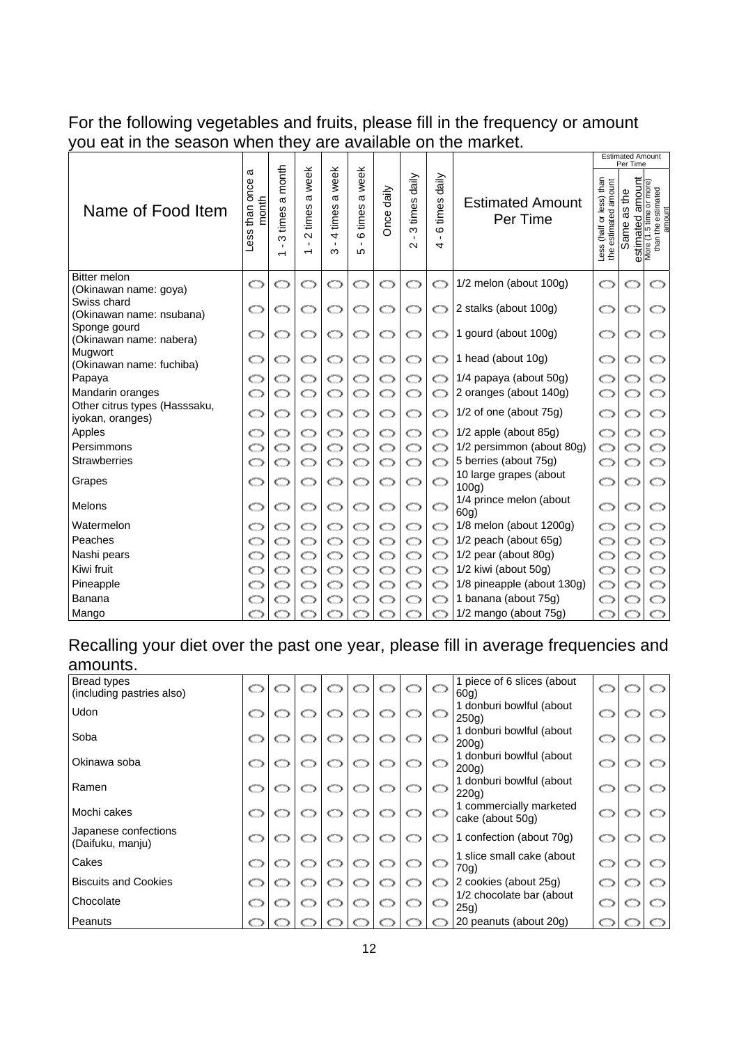For the following vegetables and fruits, please fill in the frequency or amount you eat in the season when they are available on the market.

| Name of Food Item | Less than once a month | 1 - 3 times a month | 1 - 2 times a week | 3 - 4 times a week | 5 - 6 times a week | Once daily | 2 - 3 times daily | 4 - 6 times daily | Estimated Amount Per Time | Estimated Amount Per Time | | |
|---|---|---|---|---|---|---|---|---|---|---|---|---|
| | | | | | | | | | | Less (half or less) than the estimated amount | Same as the estimated amount | More (1.5 time or more) than the estimated amount |
| Bitter melon (Okinawan name: goya) | ○ | ○ | ○ | ○ | ○ | ○ | ○ | ○ | 1/2 melon (about 100g) | ○ | ○ | ○ |
| Swiss chard (Okinawan name: nsubana) | ○ | ○ | ○ | ○ | ○ | ○ | ○ | ○ | 2 stalks (about 100g) | ○ | ○ | ○ |
| Sponge gourd (Okinawan name: nabera) | ○ | ○ | ○ | ○ | ○ | ○ | ○ | ○ | 1 gourd (about 100g) | ○ | ○ | ○ |
| Mugwort (Okinawan name: fuchiba) | ○ | ○ | ○ | ○ | ○ | ○ | ○ | ○ | 1 head (about 10g) | ○ | ○ | ○ |
| Papaya | ○ | ○ | ○ | ○ | ○ | ○ | ○ | ○ | 1/4 papaya (about 50g) | ○ | ○ | ○ |
| Mandarin oranges | ○ | ○ | ○ | ○ | ○ | ○ | ○ | ○ | 2 oranges (about 140g) | ○ | ○ | ○ |
| Other citrus types (Hasssaku, iyokan, oranges) | ○ | ○ | ○ | ○ | ○ | ○ | ○ | ○ | 1/2 of one (about 75g) | ○ | ○ | ○ |
| Apples | ○ | ○ | ○ | ○ | ○ | ○ | ○ | ○ | 1/2 apple (about 85g) | ○ | ○ | ○ |
| Persimmons | ○ | ○ | ○ | ○ | ○ | ○ | ○ | ○ | 1/2 persimmon (about 80g) | ○ | ○ | ○ |
| Strawberries | ○ | ○ | ○ | ○ | ○ | ○ | ○ | ○ | 5 berries (about 75g) | ○ | ○ | ○ |
| Grapes | ○ | ○ | ○ | ○ | ○ | ○ | ○ | ○ | 10 large grapes (about 100g) | ○ | ○ | ○ |
| Melons | ○ | ○ | ○ | ○ | ○ | ○ | ○ | ○ | 1/4 prince melon (about 60g) | ○ | ○ | ○ |
| Watermelon | ○ | ○ | ○ | ○ | ○ | ○ | ○ | ○ | 1/8 melon (about 1200g) | ○ | ○ | ○ |
| Peaches | ○ | ○ | ○ | ○ | ○ | ○ | ○ | ○ | 1/2 peach (about 65g) | ○ | ○ | ○ |
| Nashi pears | ○ | ○ | ○ | ○ | ○ | ○ | ○ | ○ | 1/2 pear (about 80g) | ○ | ○ | ○ |
| Kiwi fruit | ○ | ○ | ○ | ○ | ○ | ○ | ○ | ○ | 1/2 kiwi (about 50g) | ○ | ○ | ○ |
| Pineapple | ○ | ○ | ○ | ○ | ○ | ○ | ○ | ○ | 1/8 pineapple (about 130g) | ○ | ○ | ○ |
| Banana | ○ | ○ | ○ | ○ | ○ | ○ | ○ | ○ | 1 banana (about 75g) | ○ | ○ | ○ |
| Mango | ○ | ○ | ○ | ○ | ○ | ○ | ○ | ○ | 1/2 mango (about 75g) | ○ | ○ | ○ |

Recalling your diet over the past one year, please fill in average frequencies and amounts.

| Name of Food Item | Less than once a month | 1 - 3 times a month | 1 - 2 times a week | 3 - 4 times a week | 5 - 6 times a week | Once daily | 2 - 3 times daily | 4 - 6 times daily | Estimated Amount Per Time | Less (half or less) than the estimated amount | Same as the estimated amount | More (1.5 time or more) than the estimated amount |
|---|---|---|---|---|---|---|---|---|---|---|---|---|
| Bread types (including pastries also) | ○ | ○ | ○ | ○ | ○ | ○ | ○ | ○ | 1 piece of 6 slices (about 60g) | ○ | ○ | ○ |
| Udon | ○ | ○ | ○ | ○ | ○ | ○ | ○ | ○ | 1 donburi bowlful (about 250g) | ○ | ○ | ○ |
| Soba | ○ | ○ | ○ | ○ | ○ | ○ | ○ | ○ | 1 donburi bowlful (about 200g) | ○ | ○ | ○ |
| Okinawa soba | ○ | ○ | ○ | ○ | ○ | ○ | ○ | ○ | 1 donburi bowlful (about 200g) | ○ | ○ | ○ |
| Ramen | ○ | ○ | ○ | ○ | ○ | ○ | ○ | ○ | 1 donburi bowlful (about 220g) | ○ | ○ | ○ |
| Mochi cakes | ○ | ○ | ○ | ○ | ○ | ○ | ○ | ○ | 1 commercially marketed cake (about 50g) | ○ | ○ | ○ |
| Japanese confections (Daifuku, manju) | ○ | ○ | ○ | ○ | ○ | ○ | ○ | ○ | 1 confection (about 70g) | ○ | ○ | ○ |
| Cakes | ○ | ○ | ○ | ○ | ○ | ○ | ○ | ○ | 1 slice small cake (about 70g) | ○ | ○ | ○ |
| Biscuits and Cookies | ○ | ○ | ○ | ○ | ○ | ○ | ○ | ○ | 2 cookies (about 25g) | ○ | ○ | ○ |
| Chocolate | ○ | ○ | ○ | ○ | ○ | ○ | ○ | ○ | 1/2 chocolate bar (about 25g) | ○ | ○ | ○ |
| Peanuts | ○ | ○ | ○ | ○ | ○ | ○ | ○ | ○ | 20 peanuts (about 20g) | ○ | ○ | ○ |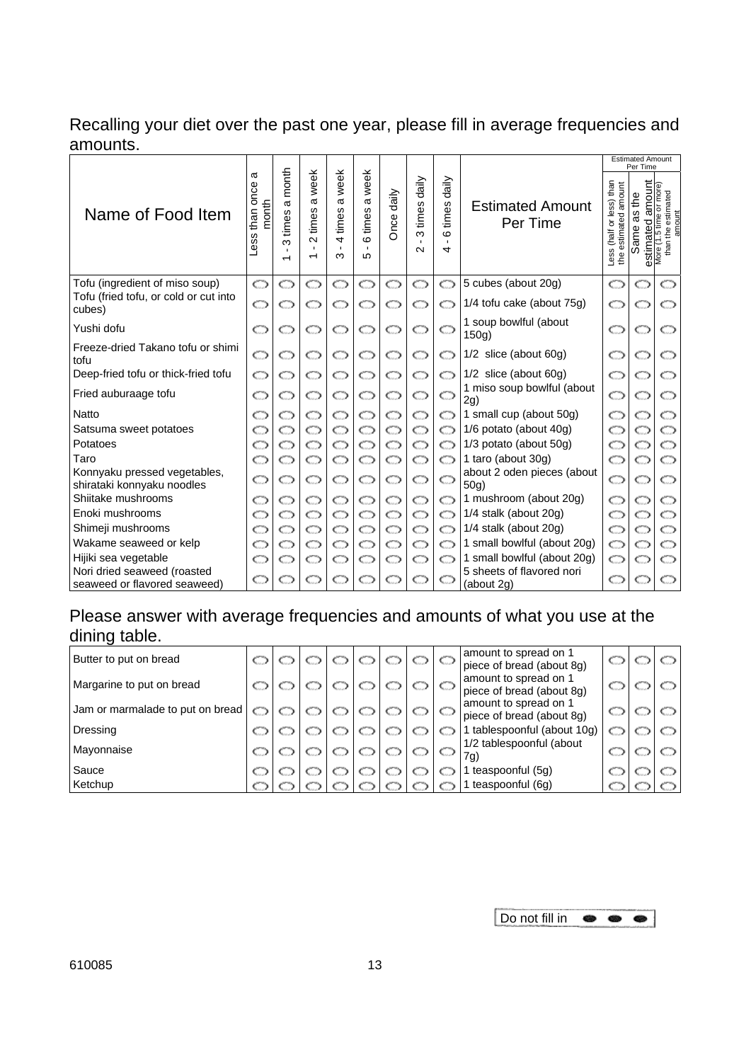Recalling your diet over the past one year, please fill in average frequencies and amounts.

| Name of Food Item | Less than once a month | 1 - 3 times a month | 1 - 2 times a week | 3 - 4 times a week | 5 - 6 times a week | Once daily | 2 - 3 times daily | 4 - 6 times daily | Estimated Amount Per Time | Estimated Amount Per Time: Less (half or less) than the estimated amount | Same as the estimated amount | More (1.5 time or more) than the estimated amount |
|---|---|---|---|---|---|---|---|---|---|---|---|---|
| Tofu (ingredient of miso soup) | ○ | ○ | ○ | ○ | ○ | ○ | ○ | ○ | 5 cubes (about 20g) | ○ | ○ | ○ |
| Tofu (fried tofu, or cold or cut into cubes) | ○ | ○ | ○ | ○ | ○ | ○ | ○ | ○ | 1/4 tofu cake (about 75g) | ○ | ○ | ○ |
| Yushi dofu | ○ | ○ | ○ | ○ | ○ | ○ | ○ | ○ | 1 soup bowlful (about 150g) | ○ | ○ | ○ |
| Freeze-dried Takano tofu or shimi tofu | ○ | ○ | ○ | ○ | ○ | ○ | ○ | ○ | 1/2 slice (about 60g) | ○ | ○ | ○ |
| Deep-fried tofu or thick-fried tofu | ○ | ○ | ○ | ○ | ○ | ○ | ○ | ○ | 1/2 slice (about 60g) | ○ | ○ | ○ |
| Fried auburaage tofu | ○ | ○ | ○ | ○ | ○ | ○ | ○ | ○ | 1 miso soup bowlful (about 2g) | ○ | ○ | ○ |
| Natto | ○ | ○ | ○ | ○ | ○ | ○ | ○ | ○ | 1 small cup (about 50g) | ○ | ○ | ○ |
| Satsuma sweet potatoes | ○ | ○ | ○ | ○ | ○ | ○ | ○ | ○ | 1/6 potato (about 40g) | ○ | ○ | ○ |
| Potatoes | ○ | ○ | ○ | ○ | ○ | ○ | ○ | ○ | 1/3 potato (about 50g) | ○ | ○ | ○ |
| Taro | ○ | ○ | ○ | ○ | ○ | ○ | ○ | ○ | 1 taro (about 30g) | ○ | ○ | ○ |
| Konnyaku pressed vegetables, shirataki konnyaku noodles | ○ | ○ | ○ | ○ | ○ | ○ | ○ | ○ | about 2 oden pieces (about 50g) | ○ | ○ | ○ |
| Shiitake mushrooms | ○ | ○ | ○ | ○ | ○ | ○ | ○ | ○ | 1 mushroom (about 20g) | ○ | ○ | ○ |
| Enoki mushrooms | ○ | ○ | ○ | ○ | ○ | ○ | ○ | ○ | 1/4 stalk (about 20g) | ○ | ○ | ○ |
| Shimeji mushrooms | ○ | ○ | ○ | ○ | ○ | ○ | ○ | ○ | 1/4 stalk (about 20g) | ○ | ○ | ○ |
| Wakame seaweed or kelp | ○ | ○ | ○ | ○ | ○ | ○ | ○ | ○ | 1 small bowlful (about 20g) | ○ | ○ | ○ |
| Hijiki sea vegetable | ○ | ○ | ○ | ○ | ○ | ○ | ○ | ○ | 1 small bowlful (about 20g) | ○ | ○ | ○ |
| Nori dried seaweed (roasted seaweed or flavored seaweed) | ○ | ○ | ○ | ○ | ○ | ○ | ○ | ○ | 5 sheets of flavored nori (about 2g) | ○ | ○ | ○ |

Please answer with average frequencies and amounts of what you use at the dining table.

| Name of Food Item | Less than once a month | 1 - 3 times a month | 1 - 2 times a week | 3 - 4 times a week | 5 - 6 times a week | Once daily | 2 - 3 times daily | 4 - 6 times daily | Estimated Amount Per Time | Less (half or less) than the estimated amount | Same as the estimated amount | More (1.5 time or more) than the estimated amount |
|---|---|---|---|---|---|---|---|---|---|---|---|---|
| Butter to put on bread | ○ | ○ | ○ | ○ | ○ | ○ | ○ | ○ | amount to spread on 1 piece of bread (about 8g) | ○ | ○ | ○ |
| Margarine to put on bread | ○ | ○ | ○ | ○ | ○ | ○ | ○ | ○ | amount to spread on 1 piece of bread (about 8g) | ○ | ○ | ○ |
| Jam or marmalade to put on bread | ○ | ○ | ○ | ○ | ○ | ○ | ○ | ○ | amount to spread on 1 piece of bread (about 8g) | ○ | ○ | ○ |
| Dressing | ○ | ○ | ○ | ○ | ○ | ○ | ○ | ○ | 1 tablespoonful (about 10g) | ○ | ○ | ○ |
| Mayonnaise | ○ | ○ | ○ | ○ | ○ | ○ | ○ | ○ | 1/2 tablespoonful (about 7g) | ○ | ○ | ○ |
| Sauce | ○ | ○ | ○ | ○ | ○ | ○ | ○ | ○ | 1 teaspoonful (5g) | ○ | ○ | ○ |
| Ketchup | ○ | ○ | ○ | ○ | ○ | ○ | ○ | ○ | 1 teaspoonful (6g) | ○ | ○ | ○ |

Do not fill in

610085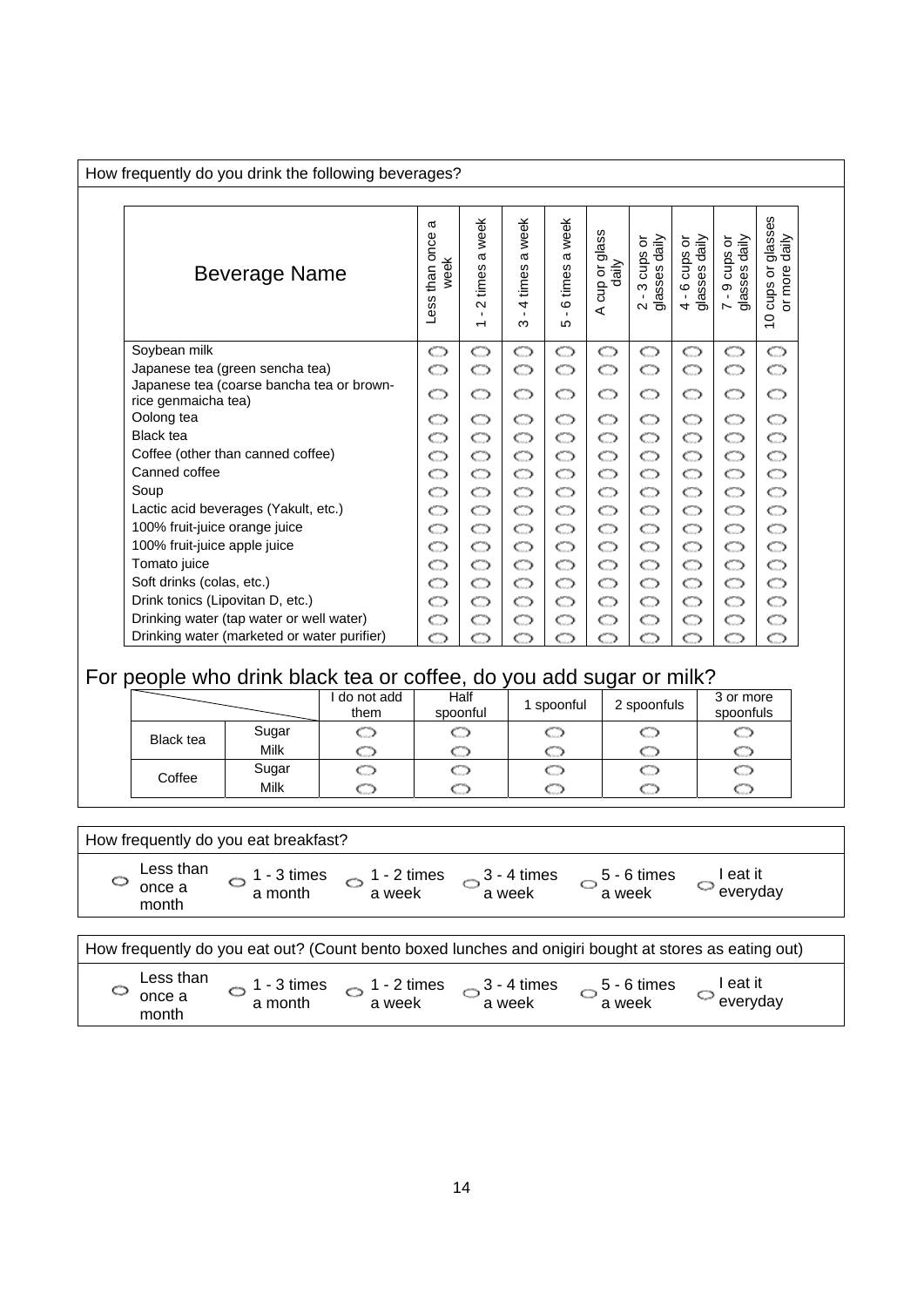## How frequently do you drink the following beverages?

| Beverage Name | Less than once a week | 1 - 2 times a week | 3 - 4 times a week | 5 - 6 times a week | A cup or glass daily | 2 - 3 cups or glasses daily | 4 - 6 cups or glasses daily | 7 - 9 cups or glasses daily | 10 cups or glasses or more daily |
|---|---|---|---|---|---|---|---|---|---|
| Soybean milk | ○ | ○ | ○ | ○ | ○ | ○ | ○ | ○ | ○ |
| Japanese tea (green sencha tea) | ○ | ○ | ○ | ○ | ○ | ○ | ○ | ○ | ○ |
| Japanese tea (coarse bancha tea or brown-rice genmaicha tea) | ○ | ○ | ○ | ○ | ○ | ○ | ○ | ○ | ○ |
| Oolong tea | ○ | ○ | ○ | ○ | ○ | ○ | ○ | ○ | ○ |
| Black tea | ○ | ○ | ○ | ○ | ○ | ○ | ○ | ○ | ○ |
| Coffee (other than canned coffee) | ○ | ○ | ○ | ○ | ○ | ○ | ○ | ○ | ○ |
| Canned coffee | ○ | ○ | ○ | ○ | ○ | ○ | ○ | ○ | ○ |
| Soup | ○ | ○ | ○ | ○ | ○ | ○ | ○ | ○ | ○ |
| Lactic acid beverages (Yakult, etc.) | ○ | ○ | ○ | ○ | ○ | ○ | ○ | ○ | ○ |
| 100% fruit-juice orange juice | ○ | ○ | ○ | ○ | ○ | ○ | ○ | ○ | ○ |
| 100% fruit-juice apple juice | ○ | ○ | ○ | ○ | ○ | ○ | ○ | ○ | ○ |
| Tomato juice | ○ | ○ | ○ | ○ | ○ | ○ | ○ | ○ | ○ |
| Soft drinks (colas, etc.) | ○ | ○ | ○ | ○ | ○ | ○ | ○ | ○ | ○ |
| Drink tonics (Lipovitan D, etc.) | ○ | ○ | ○ | ○ | ○ | ○ | ○ | ○ | ○ |
| Drinking water (tap water or well water) | ○ | ○ | ○ | ○ | ○ | ○ | ○ | ○ | ○ |
| Drinking water (marketed or water purifier) | ○ | ○ | ○ | ○ | ○ | ○ | ○ | ○ | ○ |

## For people who drink black tea or coffee, do you add sugar or milk?

| | | I do not add them | Half spoonful | 1 spoonful | 2 spoonfuls | 3 or more spoonfuls |
|---|---|---|---|---|---|---|
| Black tea | Sugar | ○ | ○ | ○ | ○ | ○ |
| | Milk | ○ | ○ | ○ | ○ | ○ |
| Coffee | Sugar | ○ | ○ | ○ | ○ | ○ |
| | Milk | ○ | ○ | ○ | ○ | ○ |

## How frequently do you eat breakfast?

○ Less than once a month ○ 1 - 3 times a month ○ 1 - 2 times a week ○ 3 - 4 times a week ○ 5 - 6 times a week ○ I eat it everyday

## How frequently do you eat out? (Count bento boxed lunches and onigiri bought at stores as eating out)

○ Less than once a month ○ 1 - 3 times a month ○ 1 - 2 times a week ○ 3 - 4 times a week ○ 5 - 6 times a week ○ I eat it everyday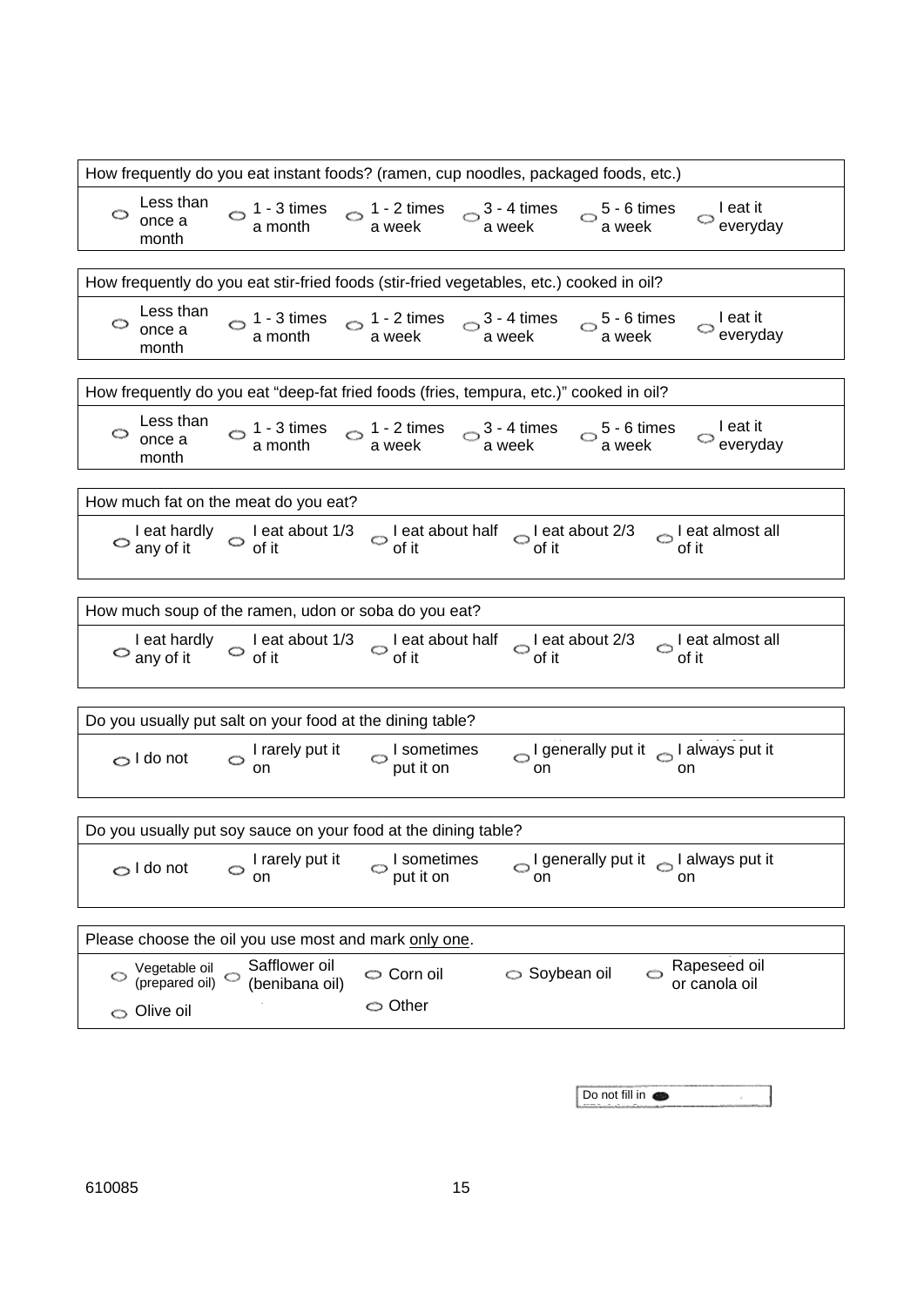How frequently do you eat instant foods? (ramen, cup noodles, packaged foods, etc.)

- ○ Less than once a month
- ○ 1 - 3 times a month
- ○ 1 - 2 times a week
- ○ 3 - 4 times a week
- ○ 5 - 6 times a week
- ○ I eat it everyday

How frequently do you eat stir-fried foods (stir-fried vegetables, etc.) cooked in oil?

- ○ Less than once a month
- ○ 1 - 3 times a month
- ○ 1 - 2 times a week
- ○ 3 - 4 times a week
- ○ 5 - 6 times a week
- ○ I eat it everyday

How frequently do you eat "deep-fat fried foods (fries, tempura, etc.)" cooked in oil?

- ○ Less than once a month
- ○ 1 - 3 times a month
- ○ 1 - 2 times a week
- ○ 3 - 4 times a week
- ○ 5 - 6 times a week
- ○ I eat it everyday

How much fat on the meat do you eat?

- ○ I eat hardly any of it
- ○ I eat about 1/3 of it
- ○ I eat about half of it
- ○ I eat about 2/3 of it
- ○ I eat almost all of it

How much soup of the ramen, udon or soba do you eat?

- ○ I eat hardly any of it
- ○ I eat about 1/3 of it
- ○ I eat about half of it
- ○ I eat about 2/3 of it
- ○ I eat almost all of it

Do you usually put salt on your food at the dining table?

- ○ I do not
- ○ I rarely put it on
- ○ I sometimes put it on
- ○ I generally put it on
- ○ I always put it on

Do you usually put soy sauce on your food at the dining table?

- ○ I do not
- ○ I rarely put it on
- ○ I sometimes put it on
- ○ I generally put it on
- ○ I always put it on

Please choose the oil you use most and mark only one.

- ○ Vegetable oil (prepared oil)
- ○ Safflower oil (benibana oil)
- ○ Corn oil
- ○ Soybean oil
- ○ Rapeseed oil or canola oil
- ○ Olive oil
- ○ Other

Do not fill in

610085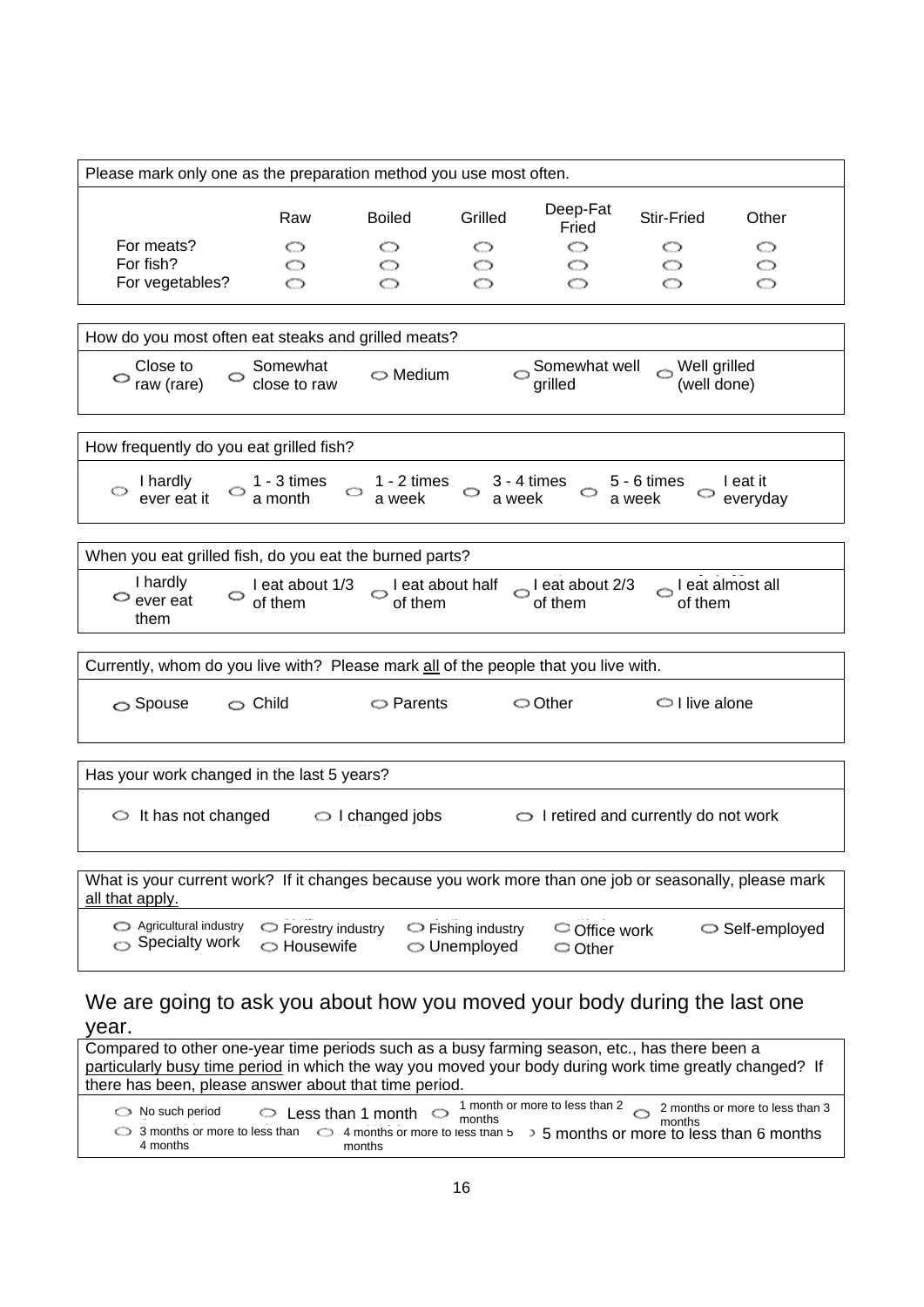Please mark only one as the preparation method you use most often.

| | Raw | Boiled | Grilled | Deep-Fat Fried | Stir-Fried | Other |
|---|---|---|---|---|---|---|
| For meats? | ○ | ○ | ○ | ○ | ○ | ○ |
| For fish? | ○ | ○ | ○ | ○ | ○ | ○ |
| For vegetables? | ○ | ○ | ○ | ○ | ○ | ○ |

How do you most often eat steaks and grilled meats?

○ Close to raw (rare) ○ Somewhat close to raw ○ Medium ○ Somewhat well grilled ○ Well grilled (well done)

How frequently do you eat grilled fish?

○ I hardly ever eat it ○ 1 - 3 times a month ○ 1 - 2 times a week ○ 3 - 4 times a week ○ 5 - 6 times a week ○ I eat it everyday

When you eat grilled fish, do you eat the burned parts?

○ I hardly ever eat them ○ I eat about 1/3 of them ○ I eat about half of them ○ I eat about 2/3 of them ○ I eat almost all of them

Currently, whom do you live with? Please mark all of the people that you live with.

○ Spouse ○ Child ○ Parents ○ Other ○ I live alone

Has your work changed in the last 5 years?

○ It has not changed ○ I changed jobs ○ I retired and currently do not work

What is your current work? If it changes because you work more than one job or seasonally, please mark all that apply.

○ Agricultural industry ○ Forestry industry ○ Fishing industry ○ Office work ○ Self-employed
○ Specialty work ○ Housewife ○ Unemployed ○ Other

## We are going to ask you about how you moved your body during the last one year.

Compared to other one-year time periods such as a busy farming season, etc., has there been a particularly busy time period in which the way you moved your body during work time greatly changed? If there has been, please answer about that time period.

○ No such period ○ Less than 1 month ○ 1 month or more to less than 2 months ○ 2 months or more to less than 3 months
○ 3 months or more to less than 4 months ○ 4 months or more to less than 5 months ○ 5 months or more to less than 6 months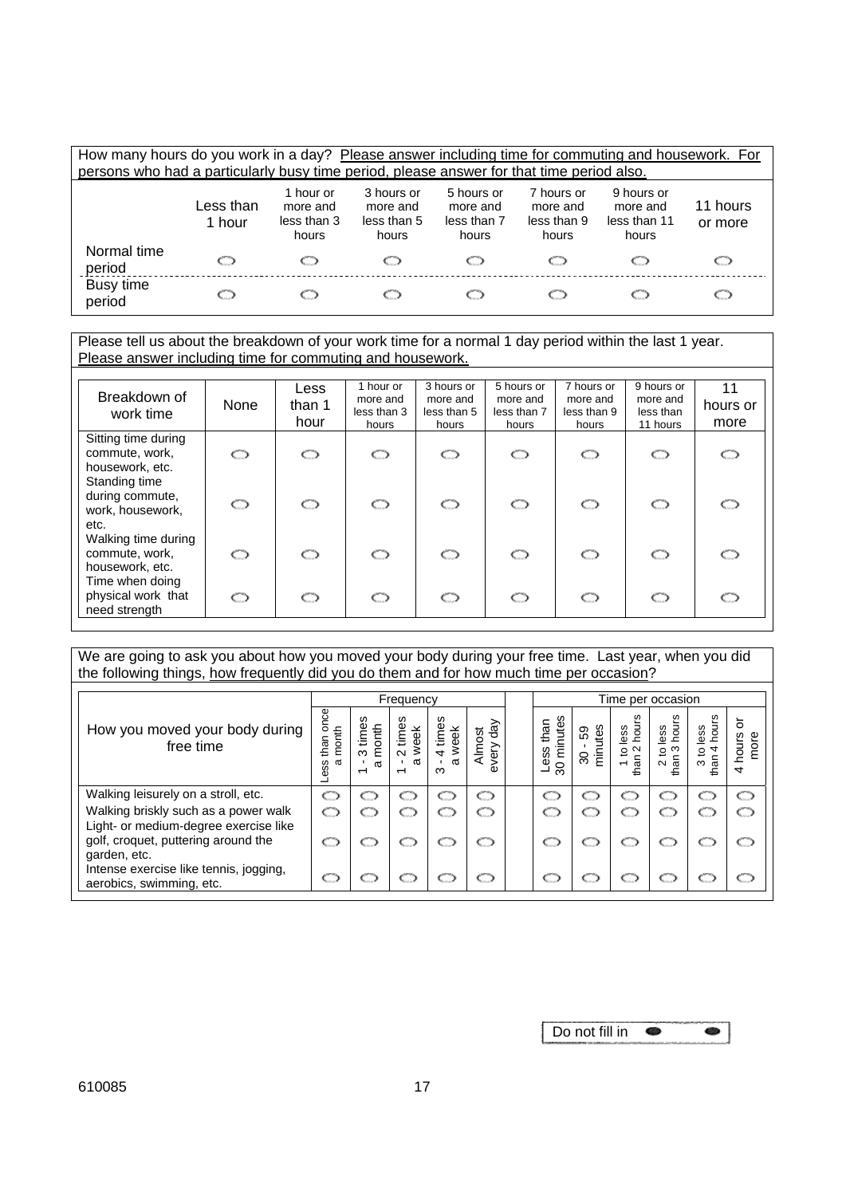How many hours do you work in a day? Please answer including time for commuting and housework. For persons who had a particularly busy time period, please answer for that time period also.

| | Less than 1 hour | 1 hour or more and less than 3 hours | 3 hours or more and less than 5 hours | 5 hours or more and less than 7 hours | 7 hours or more and less than 9 hours | 9 hours or more and less than 11 hours | 11 hours or more |
|---|---|---|---|---|---|---|---|
| Normal time period | ○ | ○ | ○ | ○ | ○ | ○ | ○ |
| Busy time period | ○ | ○ | ○ | ○ | ○ | ○ | ○ |

Please tell us about the breakdown of your work time for a normal 1 day period within the last 1 year. Please answer including time for commuting and housework.

| Breakdown of work time | None | Less than 1 hour | 1 hour or more and less than 3 hours | 3 hours or more and less than 5 hours | 5 hours or more and less than 7 hours | 7 hours or more and less than 9 hours | 9 hours or more and less than 11 hours | 11 hours or more |
|---|---|---|---|---|---|---|---|---|
| Sitting time during commute, work, housework, etc. | ○ | ○ | ○ | ○ | ○ | ○ | ○ | ○ |
| Standing time during commute, work, housework, etc. | ○ | ○ | ○ | ○ | ○ | ○ | ○ | ○ |
| Walking time during commute, work, housework, etc. | ○ | ○ | ○ | ○ | ○ | ○ | ○ | ○ |
| Time when doing physical work that need strength | ○ | ○ | ○ | ○ | ○ | ○ | ○ | ○ |

We are going to ask you about how you moved your body during your free time. Last year, when you did the following things, how frequently did you do them and for how much time per occasion?

| How you moved your body during free time | Frequency | | | | | Time per occasion | | | | | |
|---|---|---|---|---|---|---|---|---|---|---|---|
| | Less than once a month | 1 - 3 times a month | 1 - 2 times a week | 3 - 4 times a week | Almost every day | Less than 30 minutes | 30 - 59 minutes | 1 to less than 2 hours | 2 to less than 3 hours | 3 to less than 4 hours | 4 hours or more |
| Walking leisurely on a stroll, etc. | ○ | ○ | ○ | ○ | ○ | ○ | ○ | ○ | ○ | ○ | ○ |
| Walking briskly such as a power walk | ○ | ○ | ○ | ○ | ○ | ○ | ○ | ○ | ○ | ○ | ○ |
| Light- or medium-degree exercise like golf, croquet, puttering around the garden, etc. | ○ | ○ | ○ | ○ | ○ | ○ | ○ | ○ | ○ | ○ | ○ |
| Intense exercise like tennis, jogging, aerobics, swimming, etc. | ○ | ○ | ○ | ○ | ○ | ○ | ○ | ○ | ○ | ○ | ○ |

Do not fill in

610085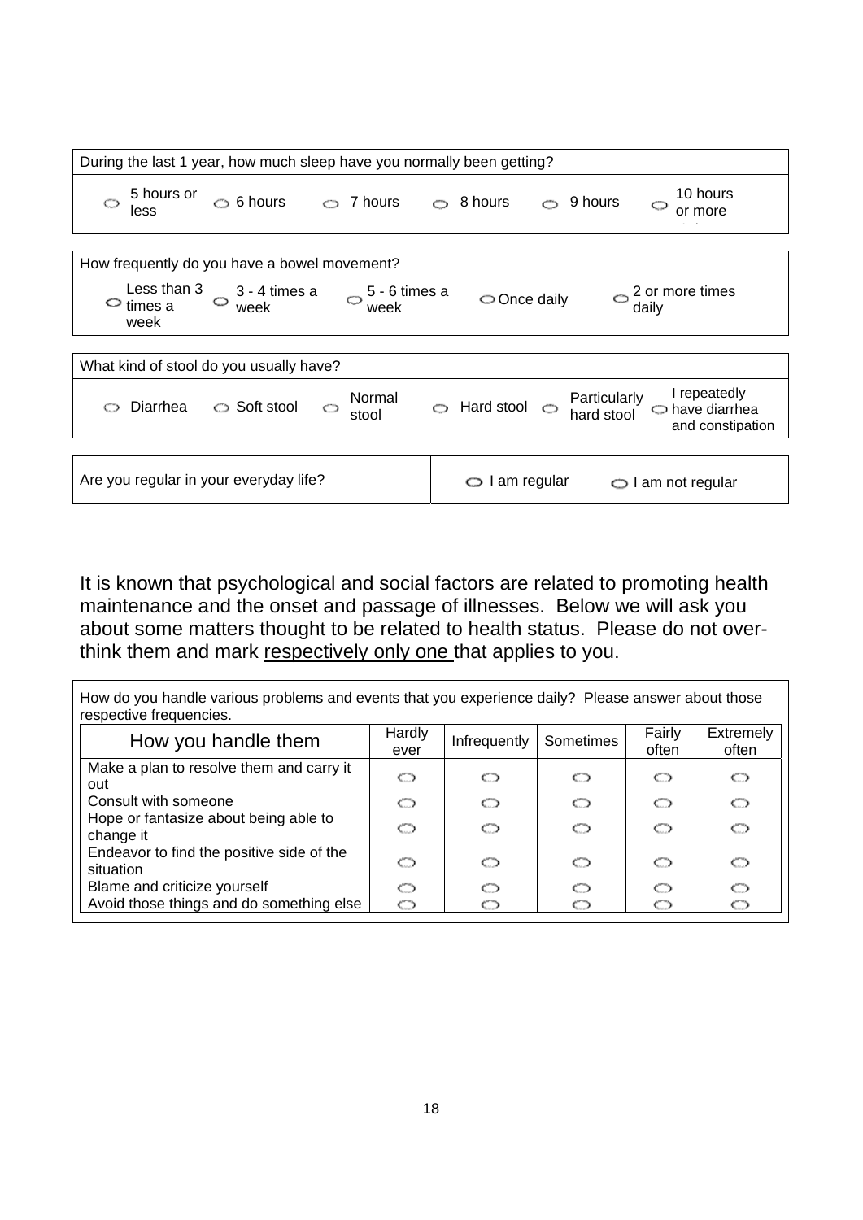| During the last 1 year, how much sleep have you normally been getting? | | | | | |
|---|---|---|---|---|---|
| ○ 5 hours or less | ○ 6 hours | ○ 7 hours | ○ 8 hours | ○ 9 hours | ○ 10 hours or more |

| How frequently do you have a bowel movement? | | | | |
|---|---|---|---|---|
| ○ Less than 3 times a week | ○ 3 - 4 times a week | ○ 5 - 6 times a week | ○ Once daily | ○ 2 or more times daily |

| What kind of stool do you usually have? | | | | | |
|---|---|---|---|---|---|
| ○ Diarrhea | ○ Soft stool | ○ Normal stool | ○ Hard stool | ○ Particularly hard stool | ○ I repeatedly have diarrhea and constipation |

| Are you regular in your everyday life? | ○ I am regular | ○ I am not regular |
|---|---|---|

It is known that psychological and social factors are related to promoting health maintenance and the onset and passage of illnesses. Below we will ask you about some matters thought to be related to health status. Please do not over-think them and mark <u>respectively only one</u> that applies to you.

How do you handle various problems and events that you experience daily? Please answer about those respective frequencies.

| How you handle them | Hardly ever | Infrequently | Sometimes | Fairly often | Extremely often |
|---|---|---|---|---|---|
| Make a plan to resolve them and carry it out | ○ | ○ | ○ | ○ | ○ |
| Consult with someone | ○ | ○ | ○ | ○ | ○ |
| Hope or fantasize about being able to change it | ○ | ○ | ○ | ○ | ○ |
| Endeavor to find the positive side of the situation | ○ | ○ | ○ | ○ | ○ |
| Blame and criticize yourself | ○ | ○ | ○ | ○ | ○ |
| Avoid those things and do something else | ○ | ○ | ○ | ○ | ○ |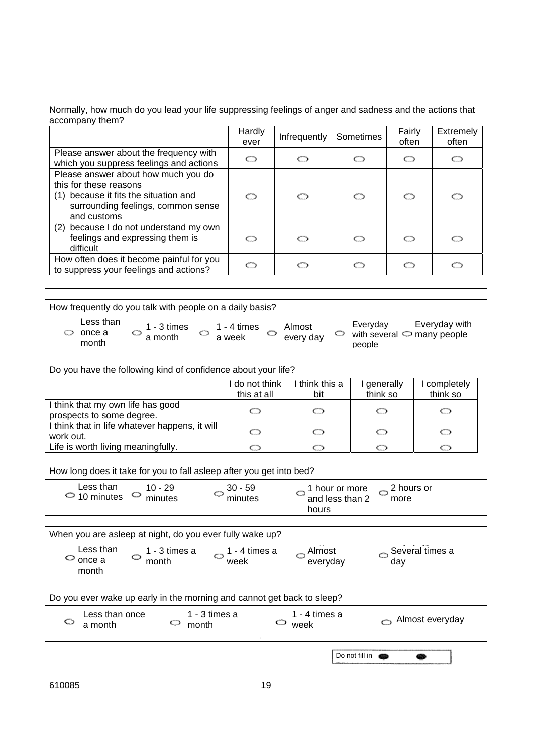Normally, how much do you lead your life suppressing feelings of anger and sadness and the actions that accompany them?

| | Hardly ever | Infrequently | Sometimes | Fairly often | Extremely often |
|---|---|---|---|---|---|
| Please answer about the frequency with which you suppress feelings and actions | ○ | ○ | ○ | ○ | ○ |
| Please answer about how much you do this for these reasons (1) because it fits the situation and surrounding feelings, common sense and customs | ○ | ○ | ○ | ○ | ○ |
| (2) because I do not understand my own feelings and expressing them is difficult | ○ | ○ | ○ | ○ | ○ |
| How often does it become painful for you to suppress your feelings and actions? | ○ | ○ | ○ | ○ | ○ |

How frequently do you talk with people on a daily basis?

○ Less than once a month ○ 1 - 3 times a month ○ 1 - 4 times a week ○ Almost every day ○ Everyday with several people ○ Everyday with many people

Do you have the following kind of confidence about your life?

| | I do not think this at all | I think this a bit | I generally think so | I completely think so |
|---|---|---|---|---|
| I think that my own life has good prospects to some degree. | ○ | ○ | ○ | ○ |
| I think that in life whatever happens, it will work out. | ○ | ○ | ○ | ○ |
| Life is worth living meaningfully. | ○ | ○ | ○ | ○ |

How long does it take for you to fall asleep after you get into bed?

○ Less than 10 minutes ○ 10 - 29 minutes ○ 30 - 59 minutes ○ 1 hour or more and less than 2 hours ○ 2 hours or more

When you are asleep at night, do you ever fully wake up?

○ Less than once a month ○ 1 - 3 times a month ○ 1 - 4 times a week ○ Almost everyday ○ Several times a day

Do you ever wake up early in the morning and cannot get back to sleep?

○ Less than once a month ○ 1 - 3 times a month ○ 1 - 4 times a week ○ Almost everyday

Do not fill in

610085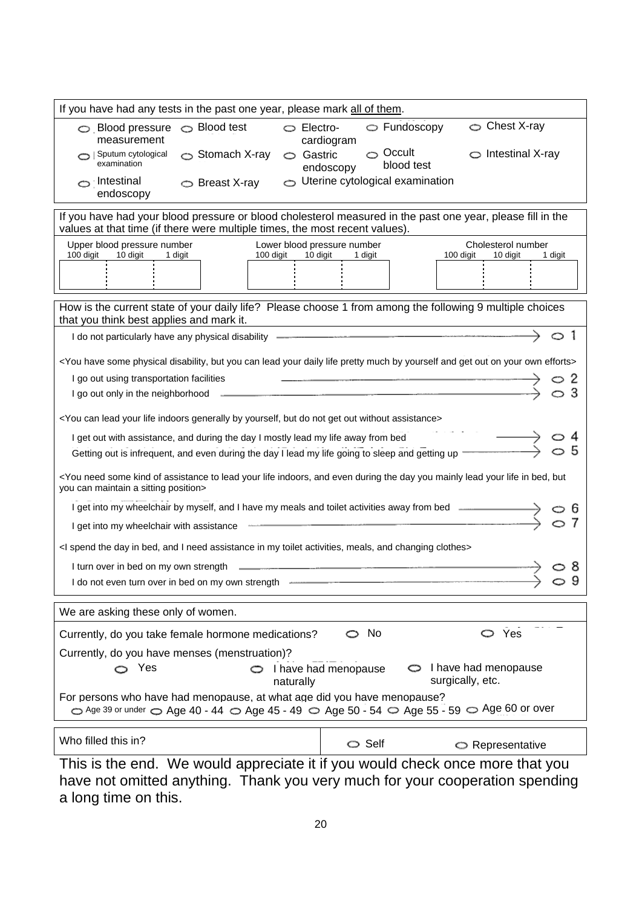If you have had any tests in the past one year, please mark all of them.

- ○ Blood pressure measurement
- ○ Blood test
- ○ Electro-cardiogram
- ○ Fundoscopy
- ○ Chest X-ray
- ○ Sputum cytological examination
- ○ Stomach X-ray
- ○ Gastric endoscopy
- ○ Occult blood test
- ○ Intestinal X-ray
- ○ Intestinal endoscopy
- ○ Breast X-ray
- ○ Uterine cytological examination

If you have had your blood pressure or blood cholesterol measured in the past one year, please fill in the values at that time (if there were multiple times, the most recent values).

| Upper blood pressure number | | | Lower blood pressure number | | | Cholesterol number | | |
|---|---|---|---|---|---|---|---|---|
| 100 digit | 10 digit | 1 digit | 100 digit | 10 digit | 1 digit | 100 digit | 10 digit | 1 digit |
| | | | | | | | | |

How is the current state of your daily life? Please choose 1 from among the following 9 multiple choices that you think best applies and mark it.

I do not particularly have any physical disability → ○ 1

<You have some physical disability, but you can lead your daily life pretty much by yourself and get out on your own efforts>

I go out using transportation facilities → ○ 2

I go out only in the neighborhood → ○ 3

<You can lead your life indoors generally by yourself, but do not get out without assistance>

I get out with assistance, and during the day I mostly lead my life away from bed → ○ 4

Getting out is infrequent, and even during the day I lead my life going to sleep and getting up → ○ 5

<You need some kind of assistance to lead your life indoors, and even during the day you mainly lead your life in bed, but you can maintain a sitting position>

I get into my wheelchair by myself, and I have my meals and toilet activities away from bed → ○ 6

I get into my wheelchair with assistance → ○ 7

<I spend the day in bed, and I need assistance in my toilet activities, meals, and changing clothes>

I turn over in bed on my own strength → ○ 8

I do not even turn over in bed on my own strength → ○ 9

We are asking these only of women.

Currently, do you take female hormone medications? ○ No ○ Yes

Currently, do you have menses (menstruation)?

○ Yes ○ I have had menopause naturally ○ I have had menopause surgically, etc.

For persons who have had menopause, at what age did you have menopause?

○ Age 39 or under ○ Age 40 - 44 ○ Age 45 - 49 ○ Age 50 - 54 ○ Age 55 - 59 ○ Age 60 or over

Who filled this in? ○ Self ○ Representative

This is the end. We would appreciate it if you would check once more that you have not omitted anything. Thank you very much for your cooperation spending a long time on this.